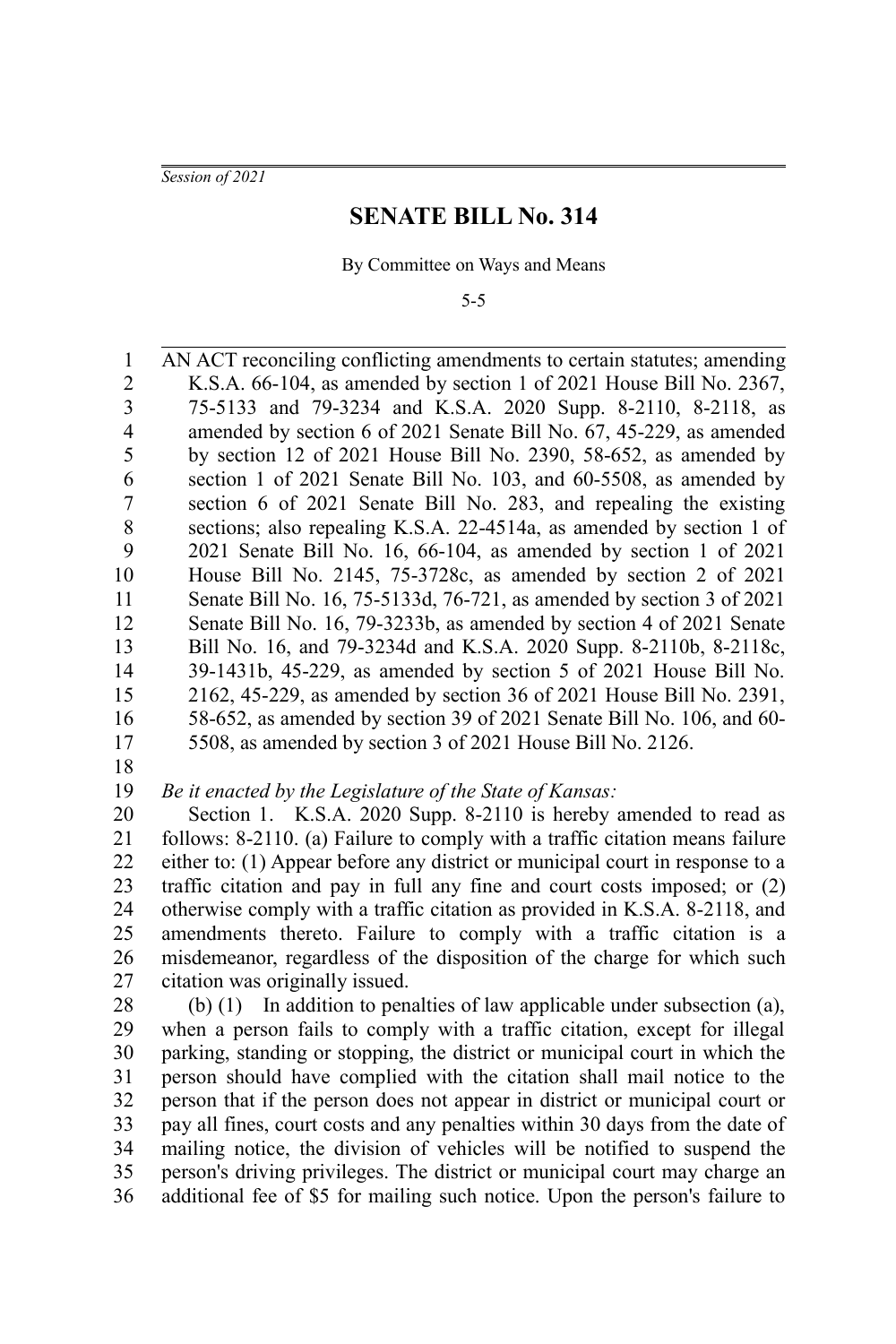*Session of 2021*

# SENATE BILL No. 314

By Committee on Ways and Means

5-5

AN ACT reconciling conflicting amendments to certain statutes; amending K.S.A. 66-104, as amended by section 1 of 2021 House Bill No. 2367, 75-5133 and 79-3234 and K.S.A. 2020 Supp. 8-2110, 8-2118, as amended by section 6 of 2021 Senate Bill No. 67, 45-229, as amended by section 12 of 2021 House Bill No. 2390, 58-652, as amended by section 1 of 2021 Senate Bill No. 103, and 60-5508, as amended by section 6 of 2021 Senate Bill No. 283, and repealing the existing sections; also repealing K.S.A. 22-4514a, as amended by section 1 of 2021 Senate Bill No. 16, 66-104, as amended by section 1 of 2021 House Bill No. 2145, 75-3728c, as amended by section 2 of 2021 Senate Bill No. 16, 75-5133d, 76-721, as amended by section 3 of 2021 Senate Bill No. 16, 79-3233b, as amended by section 4 of 2021 Senate Bill No. 16, and 79-3234d and K.S.A. 2020 Supp. 8-2110b, 8-2118c, 39-1431b, 45-229, as amended by section 5 of 2021 House Bill No. 2162, 45-229, as amended by section 36 of 2021 House Bill No. 2391, 58-652, as amended by section 39 of 2021 Senate Bill No. 106, and 60-5508, as amended by section 3 of 2021 House Bill No. 2126.

*Be it enacted by the Legislature of the State of Kansas:*

Section 1. K.S.A. 2020 Supp. 8-2110 is hereby amended to read as follows: 8-2110. (a) Failure to comply with a traffic citation means failure either to: (1) Appear before any district or municipal court in response to a traffic citation and pay in full any fine and court costs imposed; or (2) otherwise comply with a traffic citation as provided in K.S.A. 8-2118, and amendments thereto. Failure to comply with a traffic citation is a misdemeanor, regardless of the disposition of the charge for which such citation was originally issued.

(b) (1) In addition to penalties of law applicable under subsection (a), when a person fails to comply with a traffic citation, except for illegal parking, standing or stopping, the district or municipal court in which the person should have complied with the citation shall mail notice to the person that if the person does not appear in district or municipal court or pay all fines, court costs and any penalties within 30 days from the date of mailing notice, the division of vehicles will be notified to suspend the person's driving privileges. The district or municipal court may charge an additional fee of $5 for mailing such notice. Upon the person's failure to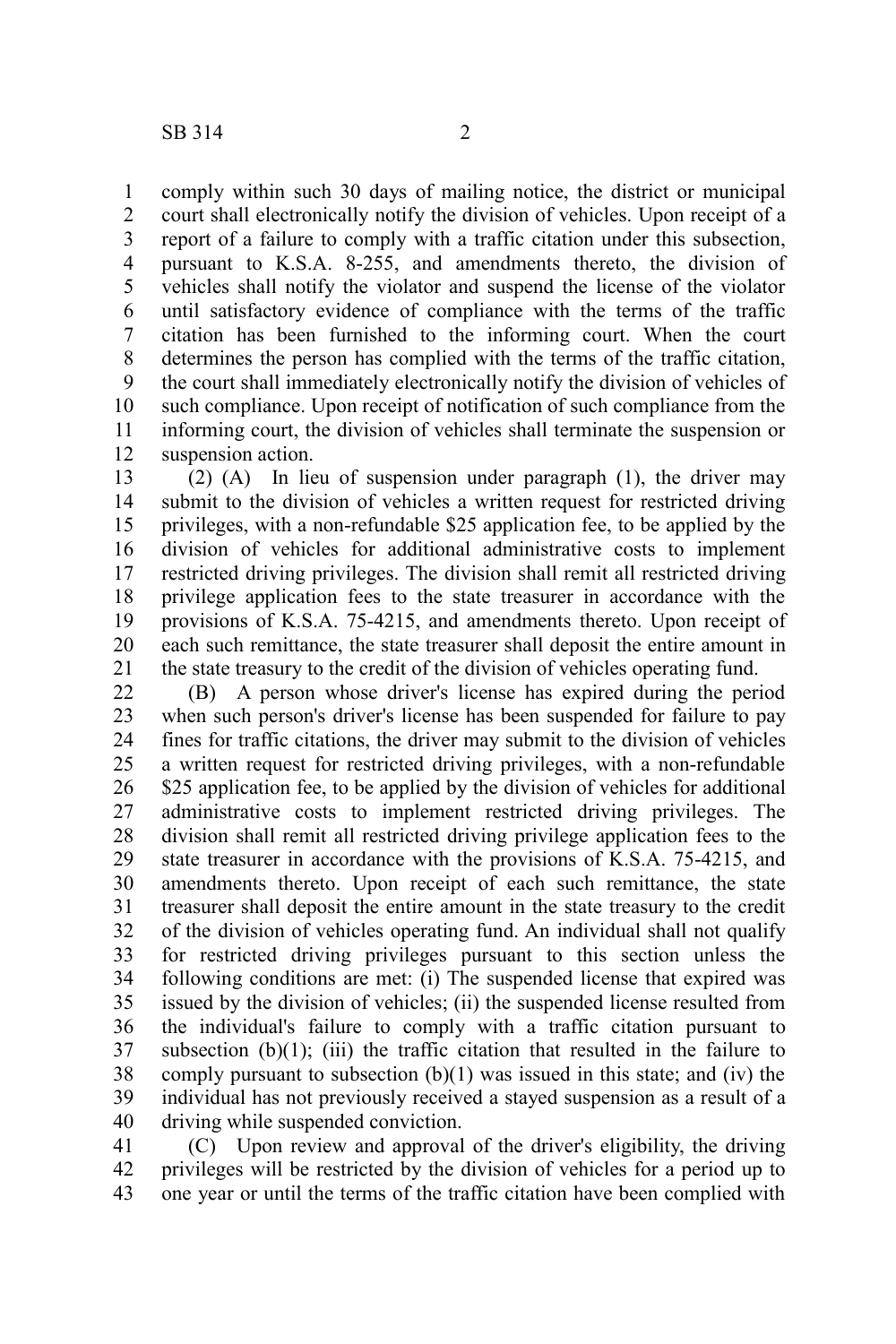comply within such 30 days of mailing notice, the district or municipal court shall electronically notify the division of vehicles. Upon receipt of a report of a failure to comply with a traffic citation under this subsection, pursuant to K.S.A. 8-255, and amendments thereto, the division of vehicles shall notify the violator and suspend the license of the violator until satisfactory evidence of compliance with the terms of the traffic citation has been furnished to the informing court. When the court determines the person has complied with the terms of the traffic citation, the court shall immediately electronically notify the division of vehicles of such compliance. Upon receipt of notification of such compliance from the informing court, the division of vehicles shall terminate the suspension or suspension action.

(2) (A) In lieu of suspension under paragraph (1), the driver may submit to the division of vehicles a written request for restricted driving privileges, with a non-refundable $25 application fee, to be applied by the division of vehicles for additional administrative costs to implement restricted driving privileges. The division shall remit all restricted driving privilege application fees to the state treasurer in accordance with the provisions of K.S.A. 75-4215, and amendments thereto. Upon receipt of each such remittance, the state treasurer shall deposit the entire amount in the state treasury to the credit of the division of vehicles operating fund.

(B) A person whose driver's license has expired during the period when such person's driver's license has been suspended for failure to pay fines for traffic citations, the driver may submit to the division of vehicles a written request for restricted driving privileges, with a non-refundable $25 application fee, to be applied by the division of vehicles for additional administrative costs to implement restricted driving privileges. The division shall remit all restricted driving privilege application fees to the state treasurer in accordance with the provisions of K.S.A. 75-4215, and amendments thereto. Upon receipt of each such remittance, the state treasurer shall deposit the entire amount in the state treasury to the credit of the division of vehicles operating fund. An individual shall not qualify for restricted driving privileges pursuant to this section unless the following conditions are met: (i) The suspended license that expired was issued by the division of vehicles; (ii) the suspended license resulted from the individual's failure to comply with a traffic citation pursuant to subsection (b)(1); (iii) the traffic citation that resulted in the failure to comply pursuant to subsection (b)(1) was issued in this state; and (iv) the individual has not previously received a stayed suspension as a result of a driving while suspended conviction.

(C) Upon review and approval of the driver's eligibility, the driving privileges will be restricted by the division of vehicles for a period up to one year or until the terms of the traffic citation have been complied with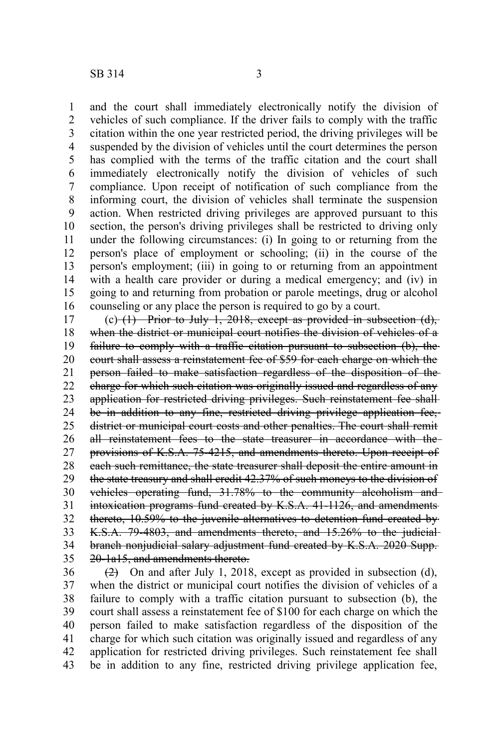and the court shall immediately electronically notify the division of vehicles of such compliance. If the driver fails to comply with the traffic citation within the one year restricted period, the driving privileges will be suspended by the division of vehicles until the court determines the person has complied with the terms of the traffic citation and the court shall immediately electronically notify the division of vehicles of such compliance. Upon receipt of notification of such compliance from the informing court, the division of vehicles shall terminate the suspension action. When restricted driving privileges are approved pursuant to this section, the person's driving privileges shall be restricted to driving only under the following circumstances: (i) In going to or returning from the person's place of employment or schooling; (ii) in the course of the person's employment; (iii) in going to or returning from an appointment with a health care provider or during a medical emergency; and (iv) in going to and returning from probation or parole meetings, drug or alcohol counseling or any place the person is required to go by a court.

(c) ~~(1) Prior to July 1, 2018, except as provided in subsection (d), when the district or municipal court notifies the division of vehicles of a failure to comply with a traffic citation pursuant to subsection (b), the court shall assess a reinstatement fee of $59 for each charge on which the person failed to make satisfaction regardless of the disposition of the charge for which such citation was originally issued and regardless of any application for restricted driving privileges. Such reinstatement fee shall be in addition to any fine, restricted driving privilege application fee, district or municipal court costs and other penalties. The court shall remit all reinstatement fees to the state treasurer in accordance with the provisions of K.S.A. 75-4215, and amendments thereto. Upon receipt of each such remittance, the state treasurer shall deposit the entire amount in the state treasury and shall credit 42.37% of such moneys to the division of vehicles operating fund, 31.78% to the community alcoholism and intoxication programs fund created by K.S.A. 41-1126, and amendments thereto, 10.59% to the juvenile alternatives to detention fund created by K.S.A. 79-4803, and amendments thereto, and 15.26% to the judicial branch nonjudicial salary adjustment fund created by K.S.A. 2020 Supp. 20-1a15, and amendments thereto.~~

~~(2)~~ On and after July 1, 2018, except as provided in subsection (d), when the district or municipal court notifies the division of vehicles of a failure to comply with a traffic citation pursuant to subsection (b), the court shall assess a reinstatement fee of $100 for each charge on which the person failed to make satisfaction regardless of the disposition of the charge for which such citation was originally issued and regardless of any application for restricted driving privileges. Such reinstatement fee shall be in addition to any fine, restricted driving privilege application fee,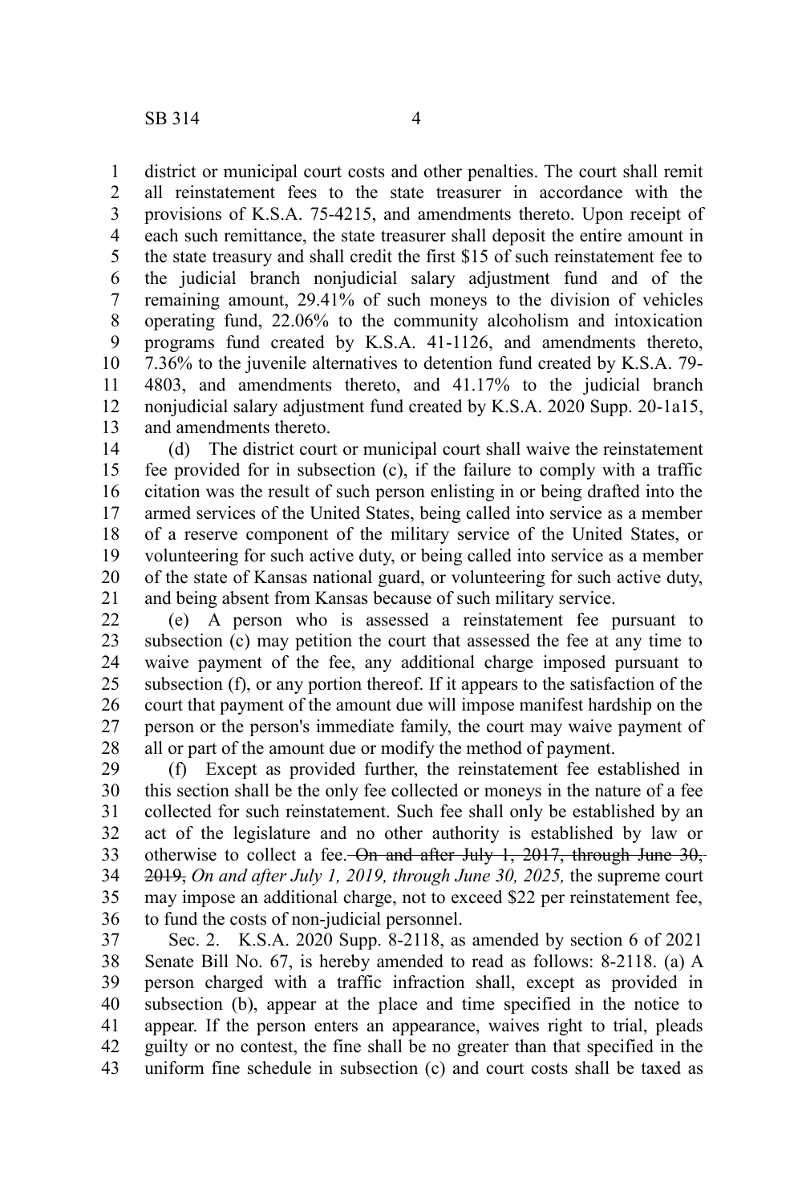district or municipal court costs and other penalties. The court shall remit all reinstatement fees to the state treasurer in accordance with the provisions of K.S.A. 75-4215, and amendments thereto. Upon receipt of each such remittance, the state treasurer shall deposit the entire amount in the state treasury and shall credit the first $15 of such reinstatement fee to the judicial branch nonjudicial salary adjustment fund and of the remaining amount, 29.41% of such moneys to the division of vehicles operating fund, 22.06% to the community alcoholism and intoxication programs fund created by K.S.A. 41-1126, and amendments thereto, 7.36% to the juvenile alternatives to detention fund created by K.S.A. 79-4803, and amendments thereto, and 41.17% to the judicial branch nonjudicial salary adjustment fund created by K.S.A. 2020 Supp. 20-1a15, and amendments thereto.

(d) The district court or municipal court shall waive the reinstatement fee provided for in subsection (c), if the failure to comply with a traffic citation was the result of such person enlisting in or being drafted into the armed services of the United States, being called into service as a member of a reserve component of the military service of the United States, or volunteering for such active duty, or being called into service as a member of the state of Kansas national guard, or volunteering for such active duty, and being absent from Kansas because of such military service.

(e) A person who is assessed a reinstatement fee pursuant to subsection (c) may petition the court that assessed the fee at any time to waive payment of the fee, any additional charge imposed pursuant to subsection (f), or any portion thereof. If it appears to the satisfaction of the court that payment of the amount due will impose manifest hardship on the person or the person's immediate family, the court may waive payment of all or part of the amount due or modify the method of payment.

(f) Except as provided further, the reinstatement fee established in this section shall be the only fee collected or moneys in the nature of a fee collected for such reinstatement. Such fee shall only be established by an act of the legislature and no other authority is established by law or otherwise to collect a fee. ~~On and after July 1, 2017, through June 30, 2019,~~ *On and after July 1, 2019, through June 30, 2025,* the supreme court may impose an additional charge, not to exceed $22 per reinstatement fee, to fund the costs of non-judicial personnel.

Sec. 2. K.S.A. 2020 Supp. 8-2118, as amended by section 6 of 2021 Senate Bill No. 67, is hereby amended to read as follows: 8-2118. (a) A person charged with a traffic infraction shall, except as provided in subsection (b), appear at the place and time specified in the notice to appear. If the person enters an appearance, waives right to trial, pleads guilty or no contest, the fine shall be no greater than that specified in the uniform fine schedule in subsection (c) and court costs shall be taxed as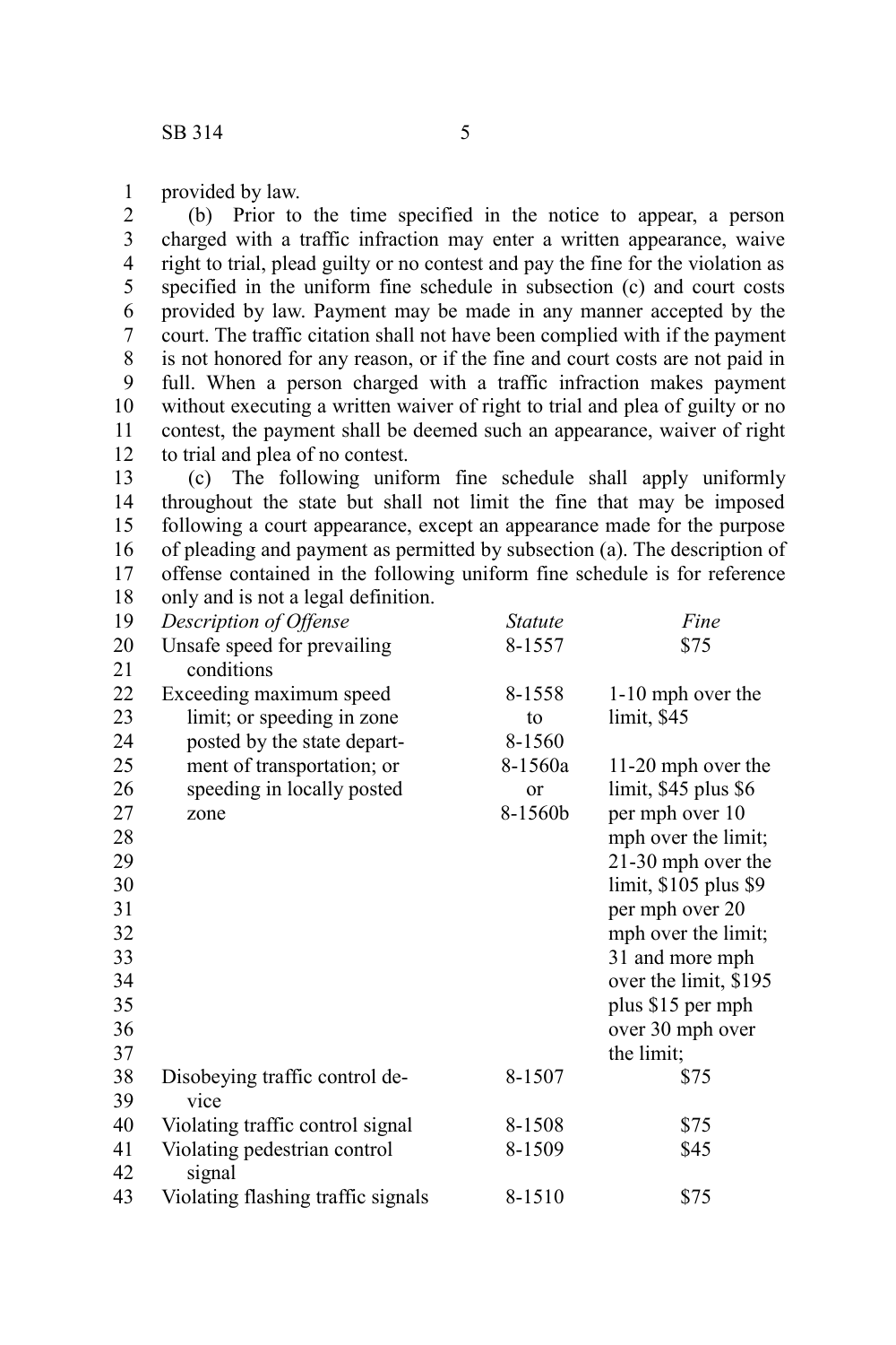provided by law.

(b) Prior to the time specified in the notice to appear, a person charged with a traffic infraction may enter a written appearance, waive right to trial, plead guilty or no contest and pay the fine for the violation as specified in the uniform fine schedule in subsection (c) and court costs provided by law. Payment may be made in any manner accepted by the court. The traffic citation shall not have been complied with if the payment is not honored for any reason, or if the fine and court costs are not paid in full. When a person charged with a traffic infraction makes payment without executing a written waiver of right to trial and plea of guilty or no contest, the payment shall be deemed such an appearance, waiver of right to trial and plea of no contest.

(c) The following uniform fine schedule shall apply uniformly throughout the state but shall not limit the fine that may be imposed following a court appearance, except an appearance made for the purpose of pleading and payment as permitted by subsection (a). The description of offense contained in the following uniform fine schedule is for reference only and is not a legal definition.

| *Description of Offense* | *Statute* | *Fine* |
|---|---|---|
| Unsafe speed for prevailing conditions | 8-1557 | $75 |
| Exceeding maximum speed limit; or speeding in zone posted by the state department of transportation; or speeding in locally posted zone | 8-1558 to 8-1560 8-1560a or 8-1560b | 1-10 mph over the limit, $45<br><br>11-20 mph over the limit, $45 plus $6 per mph over 10 mph over the limit; 21-30 mph over the limit, $105 plus $9 per mph over 20 mph over the limit; 31 and more mph over the limit, $195 plus $15 per mph over 30 mph over the limit; |
| Disobeying traffic control device | 8-1507 | $75 |
| Violating traffic control signal | 8-1508 | $75 |
| Violating pedestrian control signal | 8-1509 | $45 |
| Violating flashing traffic signals | 8-1510 | $75 |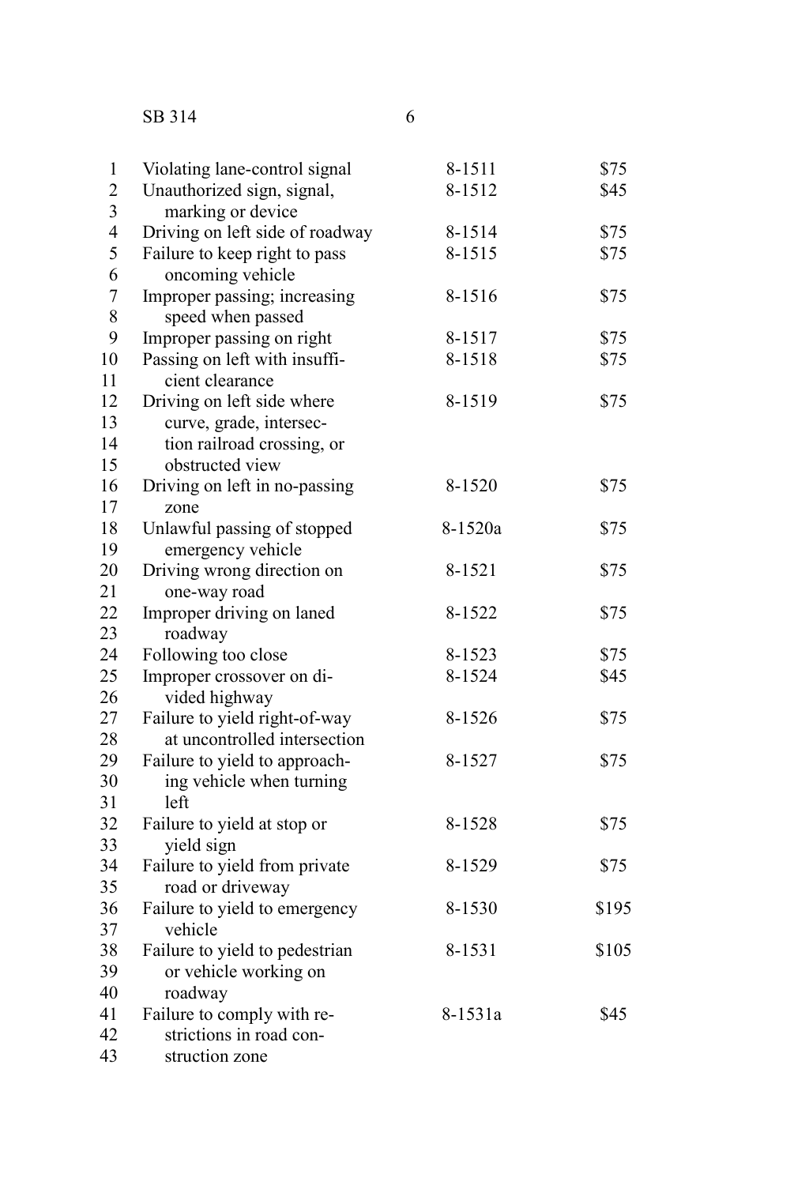| | | |
|---|---|---|
| Violating lane-control signal | 8-1511 | $75 |
| Unauthorized sign, signal, marking or device | 8-1512 | $45 |
| Driving on left side of roadway | 8-1514 | $75 |
| Failure to keep right to pass oncoming vehicle | 8-1515 | $75 |
| Improper passing; increasing speed when passed | 8-1516 | $75 |
| Improper passing on right | 8-1517 | $75 |
| Passing on left with insufficient clearance | 8-1518 | $75 |
| Driving on left side where curve, grade, intersection railroad crossing, or obstructed view | 8-1519 | $75 |
| Driving on left in no-passing zone | 8-1520 | $75 |
| Unlawful passing of stopped emergency vehicle | 8-1520a | $75 |
| Driving wrong direction on one-way road | 8-1521 | $75 |
| Improper driving on laned roadway | 8-1522 | $75 |
| Following too close | 8-1523 | $75 |
| Improper crossover on divided highway | 8-1524 | $45 |
| Failure to yield right-of-way at uncontrolled intersection | 8-1526 | $75 |
| Failure to yield to approaching vehicle when turning left | 8-1527 | $75 |
| Failure to yield at stop or yield sign | 8-1528 | $75 |
| Failure to yield from private road or driveway | 8-1529 | $75 |
| Failure to yield to emergency vehicle | 8-1530 | $195 |
| Failure to yield to pedestrian or vehicle working on roadway | 8-1531 | $105 |
| Failure to comply with restrictions in road construction zone | 8-1531a | $45 |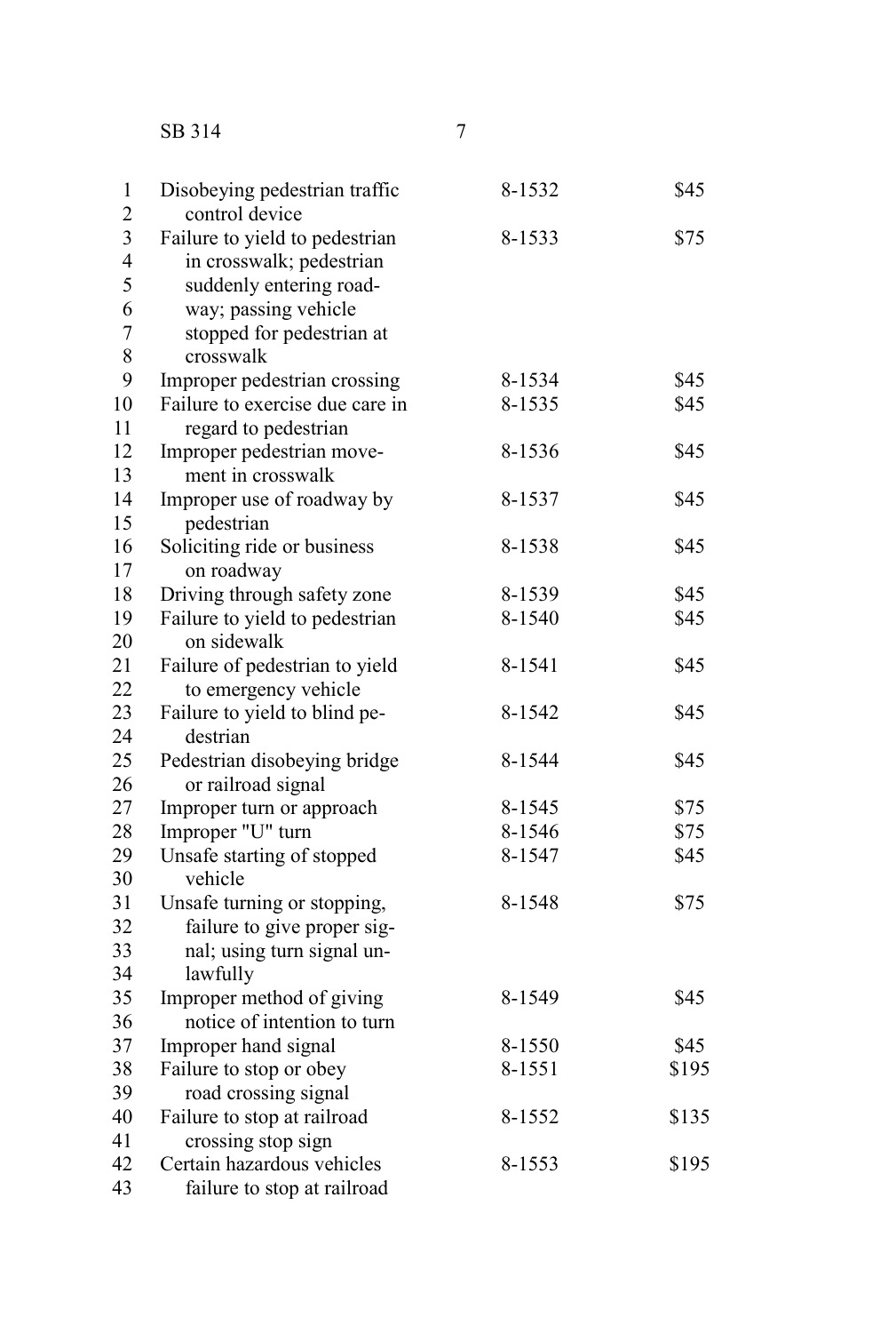| | | |
|---|---|---|
| Disobeying pedestrian traffic control device | 8-1532 | $45 |
| Failure to yield to pedestrian in crosswalk; pedestrian suddenly entering roadway; passing vehicle stopped for pedestrian at crosswalk | 8-1533 | $75 |
| Improper pedestrian crossing | 8-1534 | $45 |
| Failure to exercise due care in regard to pedestrian | 8-1535 | $45 |
| Improper pedestrian movement in crosswalk | 8-1536 | $45 |
| Improper use of roadway by pedestrian | 8-1537 | $45 |
| Soliciting ride or business on roadway | 8-1538 | $45 |
| Driving through safety zone | 8-1539 | $45 |
| Failure to yield to pedestrian on sidewalk | 8-1540 | $45 |
| Failure of pedestrian to yield to emergency vehicle | 8-1541 | $45 |
| Failure to yield to blind pedestrian | 8-1542 | $45 |
| Pedestrian disobeying bridge or railroad signal | 8-1544 | $45 |
| Improper turn or approach | 8-1545 | $75 |
| Improper "U" turn | 8-1546 | $75 |
| Unsafe starting of stopped vehicle | 8-1547 | $45 |
| Unsafe turning or stopping, failure to give proper signal; using turn signal unlawfully | 8-1548 | $75 |
| Improper method of giving notice of intention to turn | 8-1549 | $45 |
| Improper hand signal | 8-1550 | $45 |
| Failure to stop or obey road crossing signal | 8-1551 | $195 |
| Failure to stop at railroad crossing stop sign | 8-1552 | $135 |
| Certain hazardous vehicles failure to stop at railroad | 8-1553 | $195 |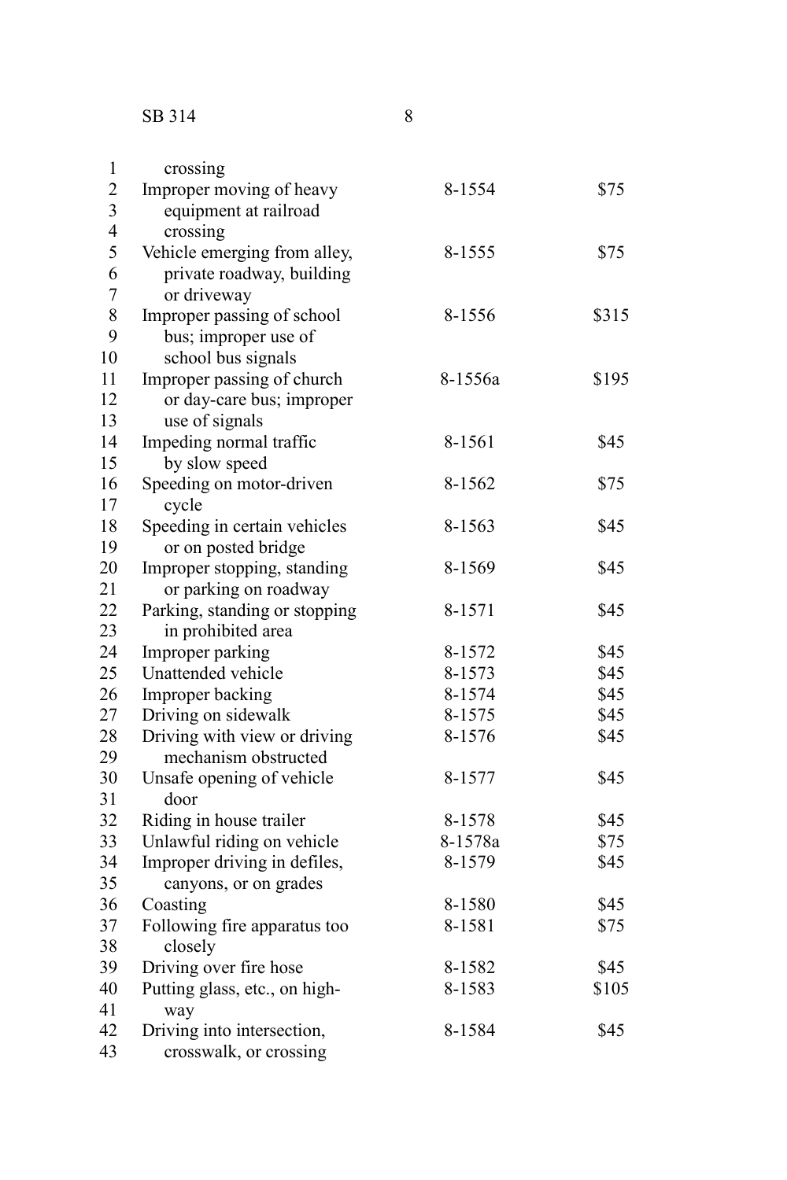| | | |
|---|---|---|
| crossing | | |
| Improper moving of heavy equipment at railroad crossing | 8-1554 | $75 |
| Vehicle emerging from alley, private roadway, building or driveway | 8-1555 | $75 |
| Improper passing of school bus; improper use of school bus signals | 8-1556 | $315 |
| Improper passing of church or day-care bus; improper use of signals | 8-1556a | $195 |
| Impeding normal traffic by slow speed | 8-1561 | $45 |
| Speeding on motor-driven cycle | 8-1562 | $75 |
| Speeding in certain vehicles or on posted bridge | 8-1563 | $45 |
| Improper stopping, standing or parking on roadway | 8-1569 | $45 |
| Parking, standing or stopping in prohibited area | 8-1571 | $45 |
| Improper parking | 8-1572 | $45 |
| Unattended vehicle | 8-1573 | $45 |
| Improper backing | 8-1574 | $45 |
| Driving on sidewalk | 8-1575 | $45 |
| Driving with view or driving mechanism obstructed | 8-1576 | $45 |
| Unsafe opening of vehicle door | 8-1577 | $45 |
| Riding in house trailer | 8-1578 | $45 |
| Unlawful riding on vehicle | 8-1578a | $75 |
| Improper driving in defiles, canyons, or on grades | 8-1579 | $45 |
| Coasting | 8-1580 | $45 |
| Following fire apparatus too closely | 8-1581 | $75 |
| Driving over fire hose | 8-1582 | $45 |
| Putting glass, etc., on highway | 8-1583 | $105 |
| Driving into intersection, crosswalk, or crossing | 8-1584 | $45 |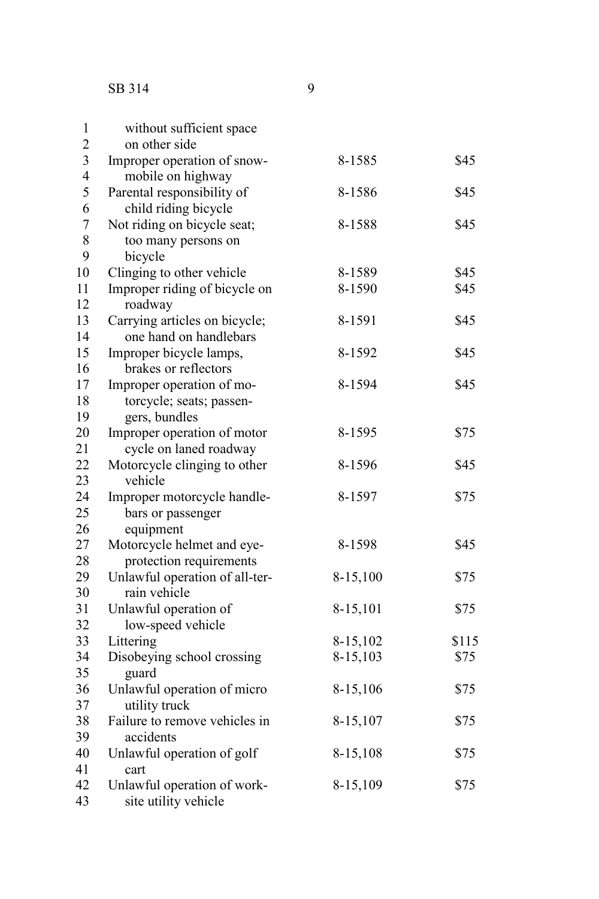| | | |
|---|---|---|
| without sufficient space on other side | | |
| Improper operation of snowmobile on highway | 8-1585 | $45 |
| Parental responsibility of child riding bicycle | 8-1586 | $45 |
| Not riding on bicycle seat; too many persons on bicycle | 8-1588 | $45 |
| Clinging to other vehicle | 8-1589 | $45 |
| Improper riding of bicycle on roadway | 8-1590 | $45 |
| Carrying articles on bicycle; one hand on handlebars | 8-1591 | $45 |
| Improper bicycle lamps, brakes or reflectors | 8-1592 | $45 |
| Improper operation of motorcycle; seats; passengers, bundles | 8-1594 | $45 |
| Improper operation of motor cycle on laned roadway | 8-1595 | $75 |
| Motorcycle clinging to other vehicle | 8-1596 | $45 |
| Improper motorcycle handlebars or passenger equipment | 8-1597 | $75 |
| Motorcycle helmet and eye-protection requirements | 8-1598 | $45 |
| Unlawful operation of all-terrain vehicle | 8-15,100 | $75 |
| Unlawful operation of low-speed vehicle | 8-15,101 | $75 |
| Littering | 8-15,102 | $115 |
| Disobeying school crossing guard | 8-15,103 | $75 |
| Unlawful operation of micro utility truck | 8-15,106 | $75 |
| Failure to remove vehicles in accidents | 8-15,107 | $75 |
| Unlawful operation of golf cart | 8-15,108 | $75 |
| Unlawful operation of work-site utility vehicle | 8-15,109 | $75 |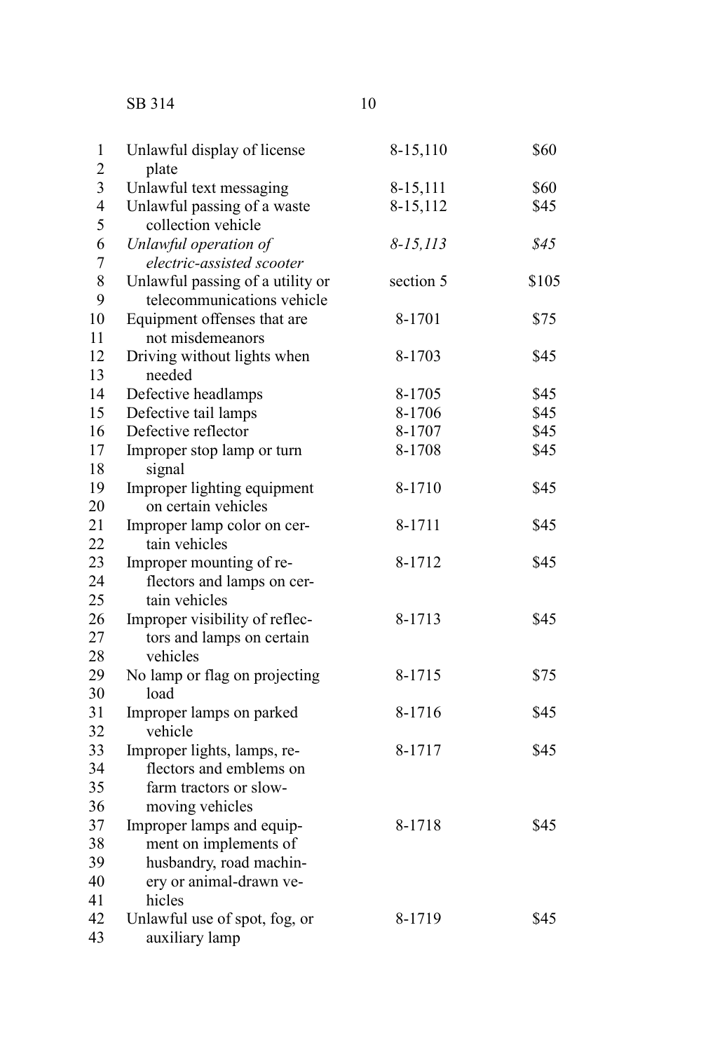| | | |
|---|---|---|
| Unlawful display of license plate | 8-15,110 | \$60 |
| Unlawful text messaging | 8-15,111 | \$60 |
| Unlawful passing of a waste collection vehicle | 8-15,112 | \$45 |
| *Unlawful operation of electric-assisted scooter* | *8-15,113* | *\$45* |
| Unlawful passing of a utility or telecommunications vehicle | section 5 | \$105 |
| Equipment offenses that are not misdemeanors | 8-1701 | \$75 |
| Driving without lights when needed | 8-1703 | \$45 |
| Defective headlamps | 8-1705 | \$45 |
| Defective tail lamps | 8-1706 | \$45 |
| Defective reflector | 8-1707 | \$45 |
| Improper stop lamp or turn signal | 8-1708 | \$45 |
| Improper lighting equipment on certain vehicles | 8-1710 | \$45 |
| Improper lamp color on certain vehicles | 8-1711 | \$45 |
| Improper mounting of reflectors and lamps on certain vehicles | 8-1712 | \$45 |
| Improper visibility of reflectors and lamps on certain vehicles | 8-1713 | \$45 |
| No lamp or flag on projecting load | 8-1715 | \$75 |
| Improper lamps on parked vehicle | 8-1716 | \$45 |
| Improper lights, lamps, reflectors and emblems on farm tractors or slow-moving vehicles | 8-1717 | \$45 |
| Improper lamps and equipment on implements of husbandry, road machinery or animal-drawn vehicles | 8-1718 | \$45 |
| Unlawful use of spot, fog, or auxiliary lamp | 8-1719 | \$45 |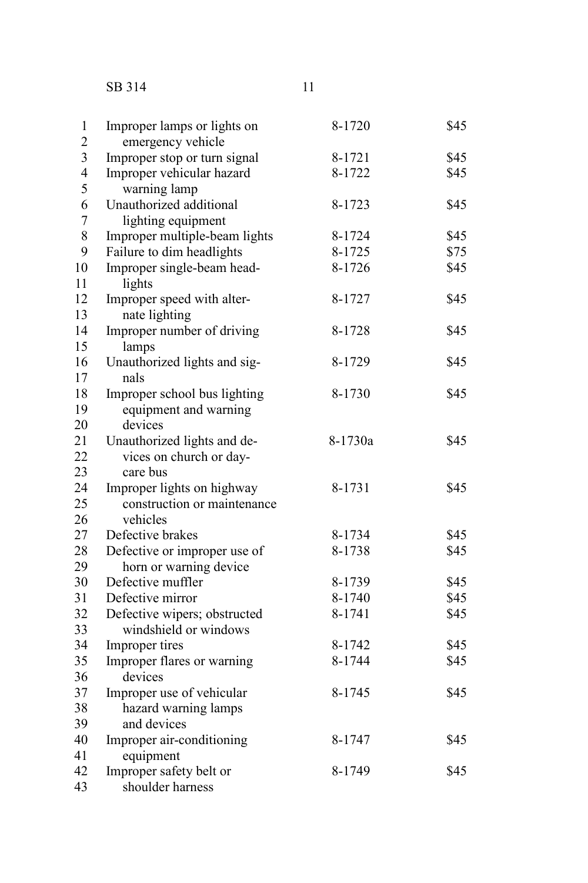| | | |
|---|---|---|
| Improper lamps or lights on emergency vehicle | 8-1720 | $45 |
| Improper stop or turn signal | 8-1721 | $45 |
| Improper vehicular hazard warning lamp | 8-1722 | $45 |
| Unauthorized additional lighting equipment | 8-1723 | $45 |
| Improper multiple-beam lights | 8-1724 | $45 |
| Failure to dim headlights | 8-1725 | $75 |
| Improper single-beam headlights | 8-1726 | $45 |
| Improper speed with alternate lighting | 8-1727 | $45 |
| Improper number of driving lamps | 8-1728 | $45 |
| Unauthorized lights and signals | 8-1729 | $45 |
| Improper school bus lighting equipment and warning devices | 8-1730 | $45 |
| Unauthorized lights and devices on church or day-care bus | 8-1730a | $45 |
| Improper lights on highway construction or maintenance vehicles | 8-1731 | $45 |
| Defective brakes | 8-1734 | $45 |
| Defective or improper use of horn or warning device | 8-1738 | $45 |
| Defective muffler | 8-1739 | $45 |
| Defective mirror | 8-1740 | $45 |
| Defective wipers; obstructed windshield or windows | 8-1741 | $45 |
| Improper tires | 8-1742 | $45 |
| Improper flares or warning devices | 8-1744 | $45 |
| Improper use of vehicular hazard warning lamps and devices | 8-1745 | $45 |
| Improper air-conditioning equipment | 8-1747 | $45 |
| Improper safety belt or shoulder harness | 8-1749 | $45 |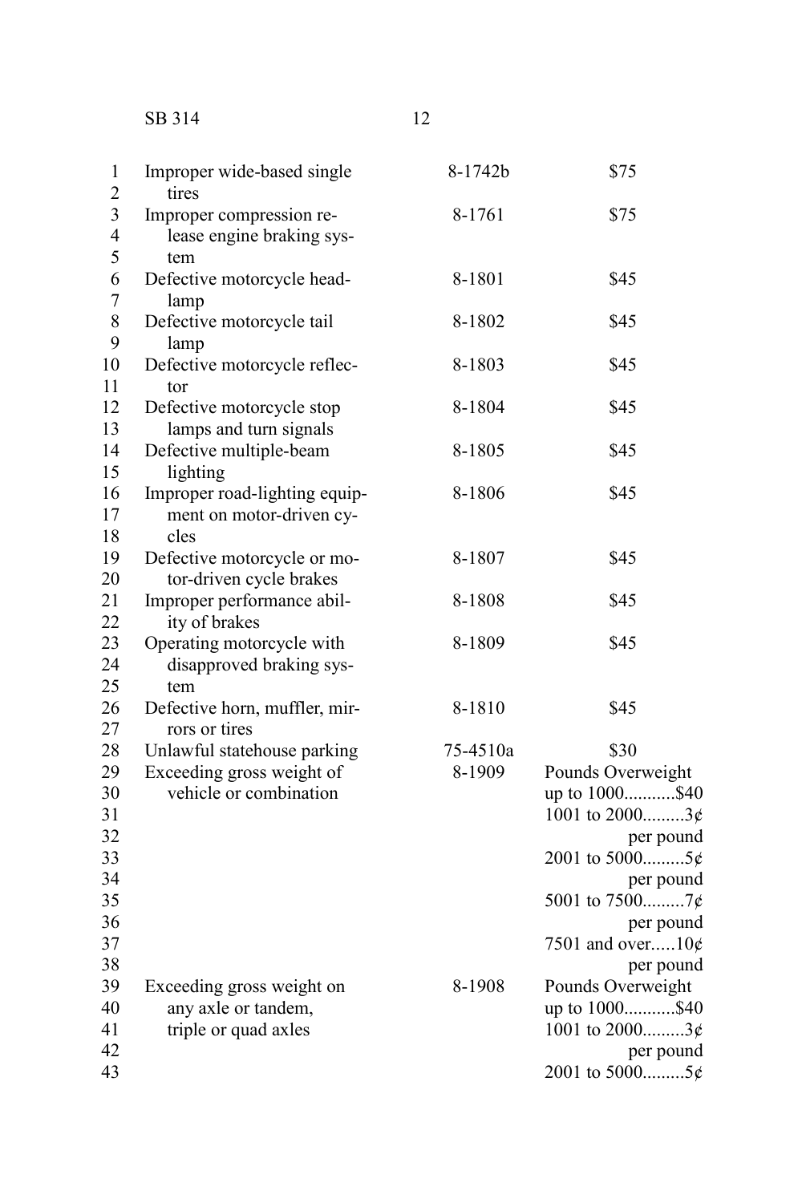| | | |
|---|---|---|
| Improper wide-based single tires | 8-1742b | $75 |
| Improper compression release engine braking system | 8-1761 | $75 |
| Defective motorcycle headlamp | 8-1801 | $45 |
| Defective motorcycle tail lamp | 8-1802 | $45 |
| Defective motorcycle reflector | 8-1803 | $45 |
| Defective motorcycle stop lamps and turn signals | 8-1804 | $45 |
| Defective multiple-beam lighting | 8-1805 | $45 |
| Improper road-lighting equipment on motor-driven cycles | 8-1806 | $45 |
| Defective motorcycle or motor-driven cycle brakes | 8-1807 | $45 |
| Improper performance ability of brakes | 8-1808 | $45 |
| Operating motorcycle with disapproved braking system | 8-1809 | $45 |
| Defective horn, muffler, mirrors or tires | 8-1810 | $45 |
| Unlawful statehouse parking | 75-4510a | $30 |
| Exceeding gross weight of vehicle or combination | 8-1909 | Pounds Overweight<br>up to 1000...........$40<br>1001 to 2000.........3¢ per pound<br>2001 to 5000.........5¢ per pound<br>5001 to 7500.........7¢ per pound<br>7501 and over.....10¢ per pound |
| Exceeding gross weight on any axle or tandem, triple or quad axles | 8-1908 | Pounds Overweight<br>up to 1000...........$40<br>1001 to 2000.........3¢ per pound<br>2001 to 5000.........5¢ |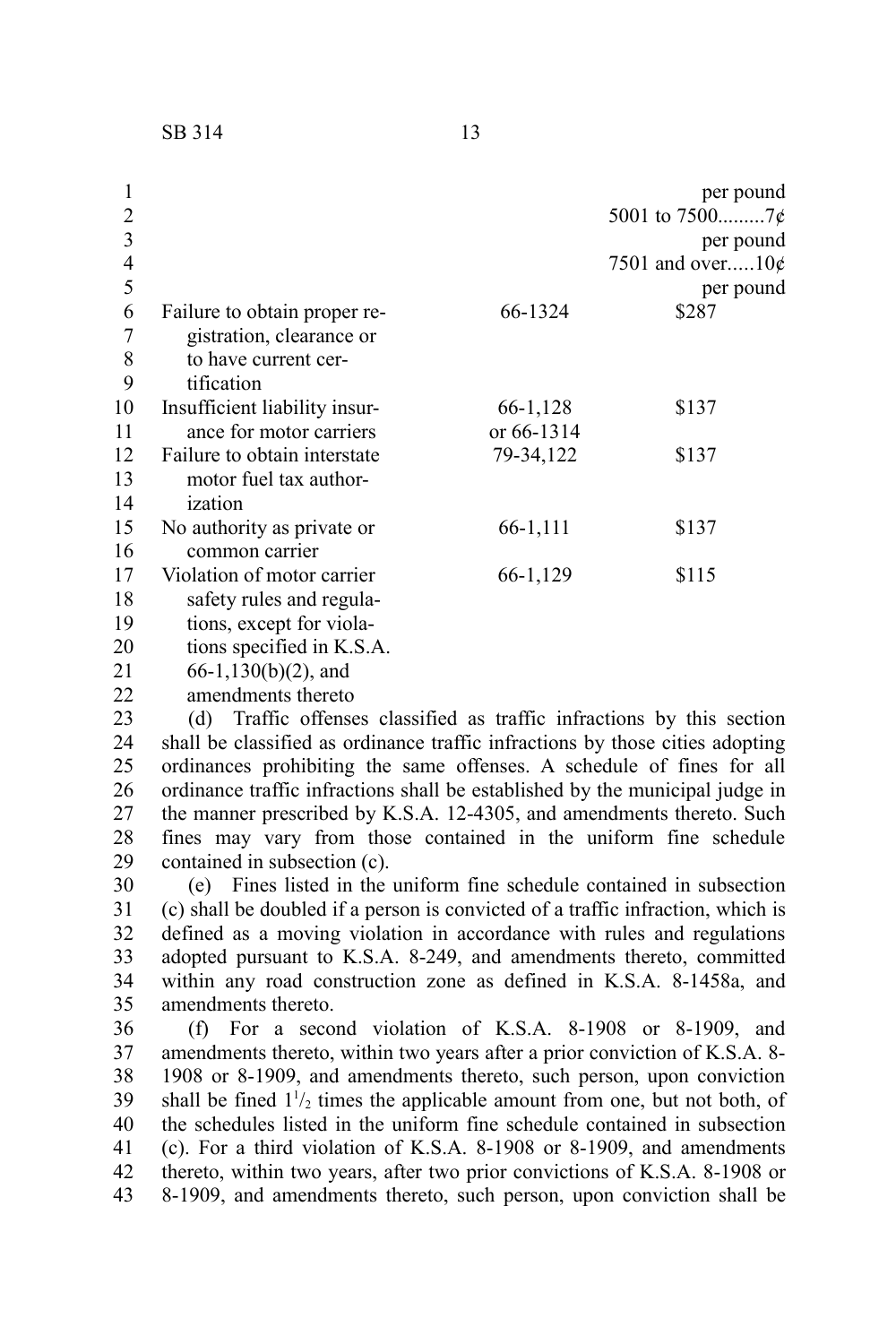| | | |
|---|---|---|
| | | per pound |
| | | 5001 to 7500.........7¢ per pound |
| | | 7501 and over.....10¢ per pound |
| Failure to obtain proper registration, clearance or to have current certification | 66-1324 | $287 |
| Insufficient liability insurance for motor carriers | 66-1,128 or 66-1314 | $137 |
| Failure to obtain interstate motor fuel tax authorization | 79-34,122 | $137 |
| No authority as private or common carrier | 66-1,111 | $137 |
| Violation of motor carrier safety rules and regulations, except for violations specified in K.S.A. 66-1,130(b)(2), and amendments thereto | 66-1,129 | $115 |

(d) Traffic offenses classified as traffic infractions by this section shall be classified as ordinance traffic infractions by those cities adopting ordinances prohibiting the same offenses. A schedule of fines for all ordinance traffic infractions shall be established by the municipal judge in the manner prescribed by K.S.A. 12-4305, and amendments thereto. Such fines may vary from those contained in the uniform fine schedule contained in subsection (c).

(e) Fines listed in the uniform fine schedule contained in subsection (c) shall be doubled if a person is convicted of a traffic infraction, which is defined as a moving violation in accordance with rules and regulations adopted pursuant to K.S.A. 8-249, and amendments thereto, committed within any road construction zone as defined in K.S.A. 8-1458a, and amendments thereto.

(f) For a second violation of K.S.A. 8-1908 or 8-1909, and amendments thereto, within two years after a prior conviction of K.S.A. 8-1908 or 8-1909, and amendments thereto, such person, upon conviction shall be fined $1^1/_2$ times the applicable amount from one, but not both, of the schedules listed in the uniform fine schedule contained in subsection (c). For a third violation of K.S.A. 8-1908 or 8-1909, and amendments thereto, within two years, after two prior convictions of K.S.A. 8-1908 or 8-1909, and amendments thereto, such person, upon conviction shall be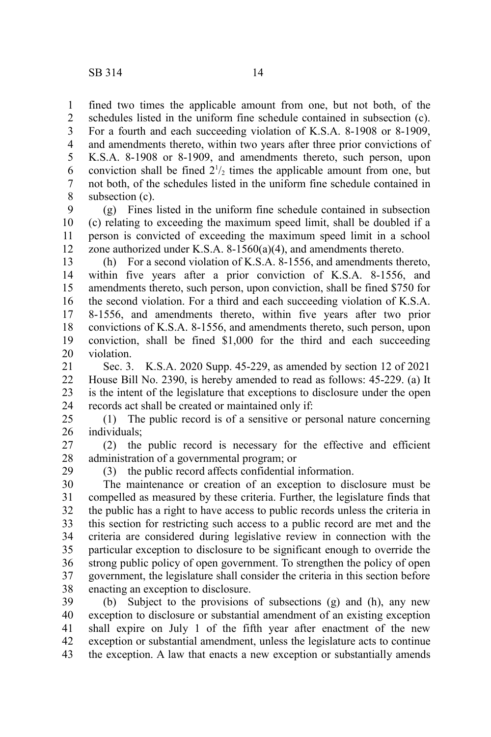fined two times the applicable amount from one, but not both, of the schedules listed in the uniform fine schedule contained in subsection (c). For a fourth and each succeeding violation of K.S.A. 8-1908 or 8-1909, and amendments thereto, within two years after three prior convictions of K.S.A. 8-1908 or 8-1909, and amendments thereto, such person, upon conviction shall be fined $2^1/_2$ times the applicable amount from one, but not both, of the schedules listed in the uniform fine schedule contained in subsection (c).

(g) Fines listed in the uniform fine schedule contained in subsection (c) relating to exceeding the maximum speed limit, shall be doubled if a person is convicted of exceeding the maximum speed limit in a school zone authorized under K.S.A. 8-1560(a)(4), and amendments thereto.

(h) For a second violation of K.S.A. 8-1556, and amendments thereto, within five years after a prior conviction of K.S.A. 8-1556, and amendments thereto, such person, upon conviction, shall be fined $750 for the second violation. For a third and each succeeding violation of K.S.A. 8-1556, and amendments thereto, within five years after two prior convictions of K.S.A. 8-1556, and amendments thereto, such person, upon conviction, shall be fined $1,000 for the third and each succeeding violation.

Sec. 3. K.S.A. 2020 Supp. 45-229, as amended by section 12 of 2021 House Bill No. 2390, is hereby amended to read as follows: 45-229. (a) It is the intent of the legislature that exceptions to disclosure under the open records act shall be created or maintained only if:

(1) The public record is of a sensitive or personal nature concerning individuals;

(2) the public record is necessary for the effective and efficient administration of a governmental program; or

(3) the public record affects confidential information.

The maintenance or creation of an exception to disclosure must be compelled as measured by these criteria. Further, the legislature finds that the public has a right to have access to public records unless the criteria in this section for restricting such access to a public record are met and the criteria are considered during legislative review in connection with the particular exception to disclosure to be significant enough to override the strong public policy of open government. To strengthen the policy of open government, the legislature shall consider the criteria in this section before enacting an exception to disclosure.

(b) Subject to the provisions of subsections (g) and (h), any new exception to disclosure or substantial amendment of an existing exception shall expire on July 1 of the fifth year after enactment of the new exception or substantial amendment, unless the legislature acts to continue the exception. A law that enacts a new exception or substantially amends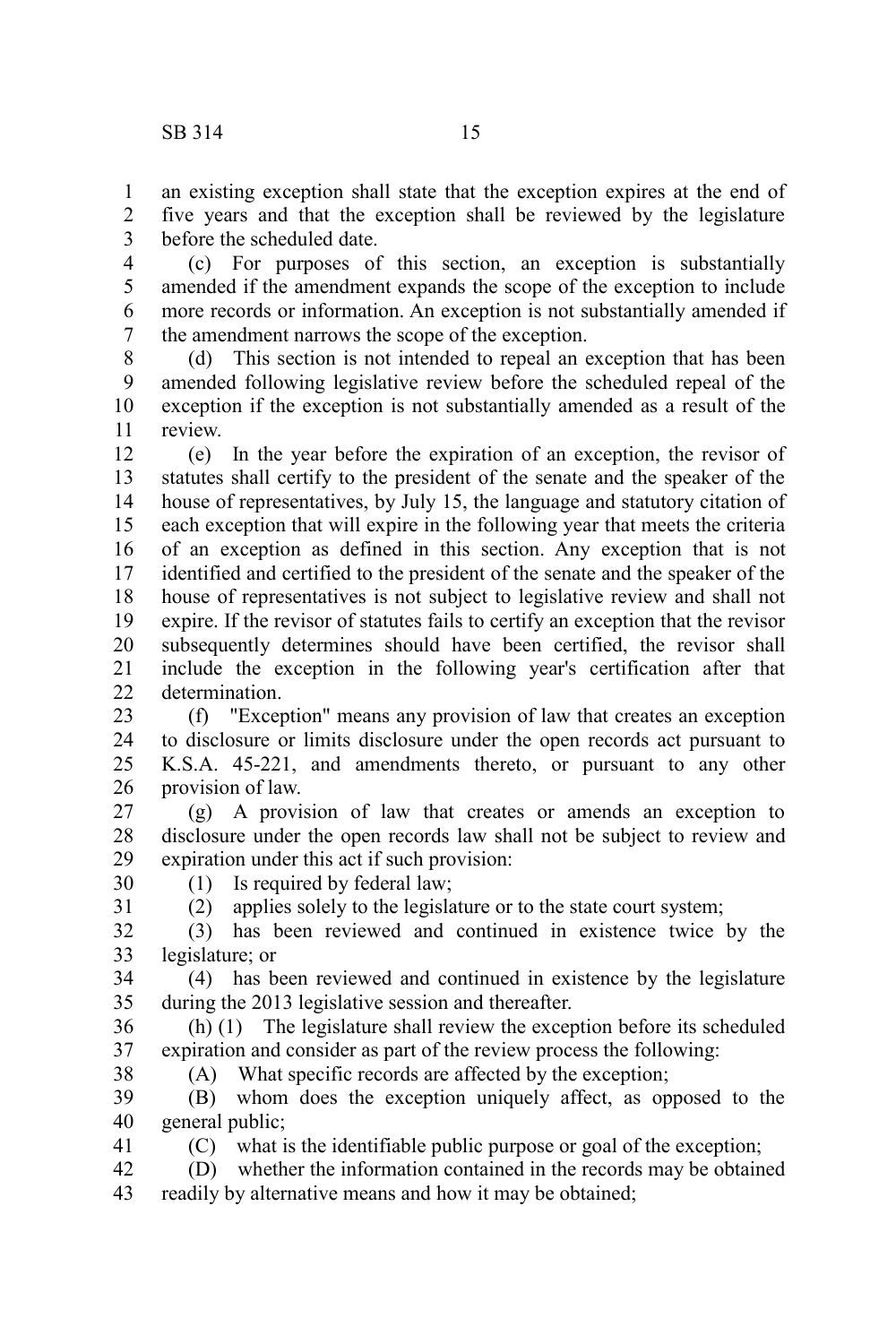an existing exception shall state that the exception expires at the end of five years and that the exception shall be reviewed by the legislature before the scheduled date.

(c) For purposes of this section, an exception is substantially amended if the amendment expands the scope of the exception to include more records or information. An exception is not substantially amended if the amendment narrows the scope of the exception.

(d) This section is not intended to repeal an exception that has been amended following legislative review before the scheduled repeal of the exception if the exception is not substantially amended as a result of the review.

(e) In the year before the expiration of an exception, the revisor of statutes shall certify to the president of the senate and the speaker of the house of representatives, by July 15, the language and statutory citation of each exception that will expire in the following year that meets the criteria of an exception as defined in this section. Any exception that is not identified and certified to the president of the senate and the speaker of the house of representatives is not subject to legislative review and shall not expire. If the revisor of statutes fails to certify an exception that the revisor subsequently determines should have been certified, the revisor shall include the exception in the following year's certification after that determination.

(f) "Exception" means any provision of law that creates an exception to disclosure or limits disclosure under the open records act pursuant to K.S.A. 45-221, and amendments thereto, or pursuant to any other provision of law.

(g) A provision of law that creates or amends an exception to disclosure under the open records law shall not be subject to review and expiration under this act if such provision:

(1) Is required by federal law;

(2) applies solely to the legislature or to the state court system;

(3) has been reviewed and continued in existence twice by the legislature; or

(4) has been reviewed and continued in existence by the legislature during the 2013 legislative session and thereafter.

(h) (1) The legislature shall review the exception before its scheduled expiration and consider as part of the review process the following:

(A) What specific records are affected by the exception;

(B) whom does the exception uniquely affect, as opposed to the general public;

(C) what is the identifiable public purpose or goal of the exception;

(D) whether the information contained in the records may be obtained readily by alternative means and how it may be obtained;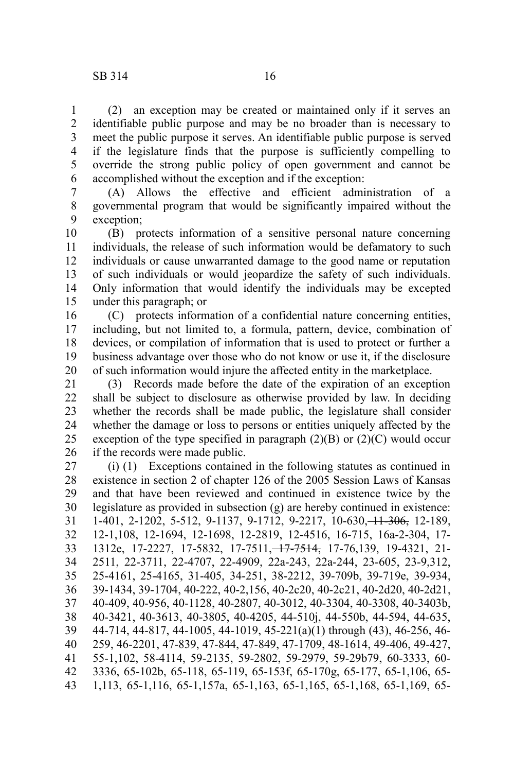(2) an exception may be created or maintained only if it serves an identifiable public purpose and may be no broader than is necessary to meet the public purpose it serves. An identifiable public purpose is served if the legislature finds that the purpose is sufficiently compelling to override the strong public policy of open government and cannot be accomplished without the exception and if the exception:

(A) Allows the effective and efficient administration of a governmental program that would be significantly impaired without the exception;

(B) protects information of a sensitive personal nature concerning individuals, the release of such information would be defamatory to such individuals or cause unwarranted damage to the good name or reputation of such individuals or would jeopardize the safety of such individuals. Only information that would identify the individuals may be excepted under this paragraph; or

(C) protects information of a confidential nature concerning entities, including, but not limited to, a formula, pattern, device, combination of devices, or compilation of information that is used to protect or further a business advantage over those who do not know or use it, if the disclosure of such information would injure the affected entity in the marketplace.

(3) Records made before the date of the expiration of an exception shall be subject to disclosure as otherwise provided by law. In deciding whether the records shall be made public, the legislature shall consider whether the damage or loss to persons or entities uniquely affected by the exception of the type specified in paragraph (2)(B) or (2)(C) would occur if the records were made public.

(i) (1) Exceptions contained in the following statutes as continued in existence in section 2 of chapter 126 of the 2005 Session Laws of Kansas and that have been reviewed and continued in existence twice by the legislature as provided in subsection (g) are hereby continued in existence: 1-401, 2-1202, 5-512, 9-1137, 9-1712, 9-2217, 10-630, ~~11-306,~~ 12-189, 12-1,108, 12-1694, 12-1698, 12-2819, 12-4516, 16-715, 16a-2-304, 17-1312e, 17-2227, 17-5832, 17-7511, ~~17-7514,~~ 17-76,139, 19-4321, 21-2511, 22-3711, 22-4707, 22-4909, 22a-243, 22a-244, 23-605, 23-9,312, 25-4161, 25-4165, 31-405, 34-251, 38-2212, 39-709b, 39-719e, 39-934, 39-1434, 39-1704, 40-222, 40-2,156, 40-2c20, 40-2c21, 40-2d20, 40-2d21, 40-409, 40-956, 40-1128, 40-2807, 40-3012, 40-3304, 40-3308, 40-3403b, 40-3421, 40-3613, 40-3805, 40-4205, 44-510j, 44-550b, 44-594, 44-635, 44-714, 44-817, 44-1005, 44-1019, 45-221(a)(1) through (43), 46-256, 46-259, 46-2201, 47-839, 47-844, 47-849, 47-1709, 48-1614, 49-406, 49-427, 55-1,102, 58-4114, 59-2135, 59-2802, 59-2979, 59-29b79, 60-3333, 60-3336, 65-102b, 65-118, 65-119, 65-153f, 65-170g, 65-177, 65-1,106, 65-1,113, 65-1,116, 65-1,157a, 65-1,163, 65-1,165, 65-1,168, 65-1,169, 65-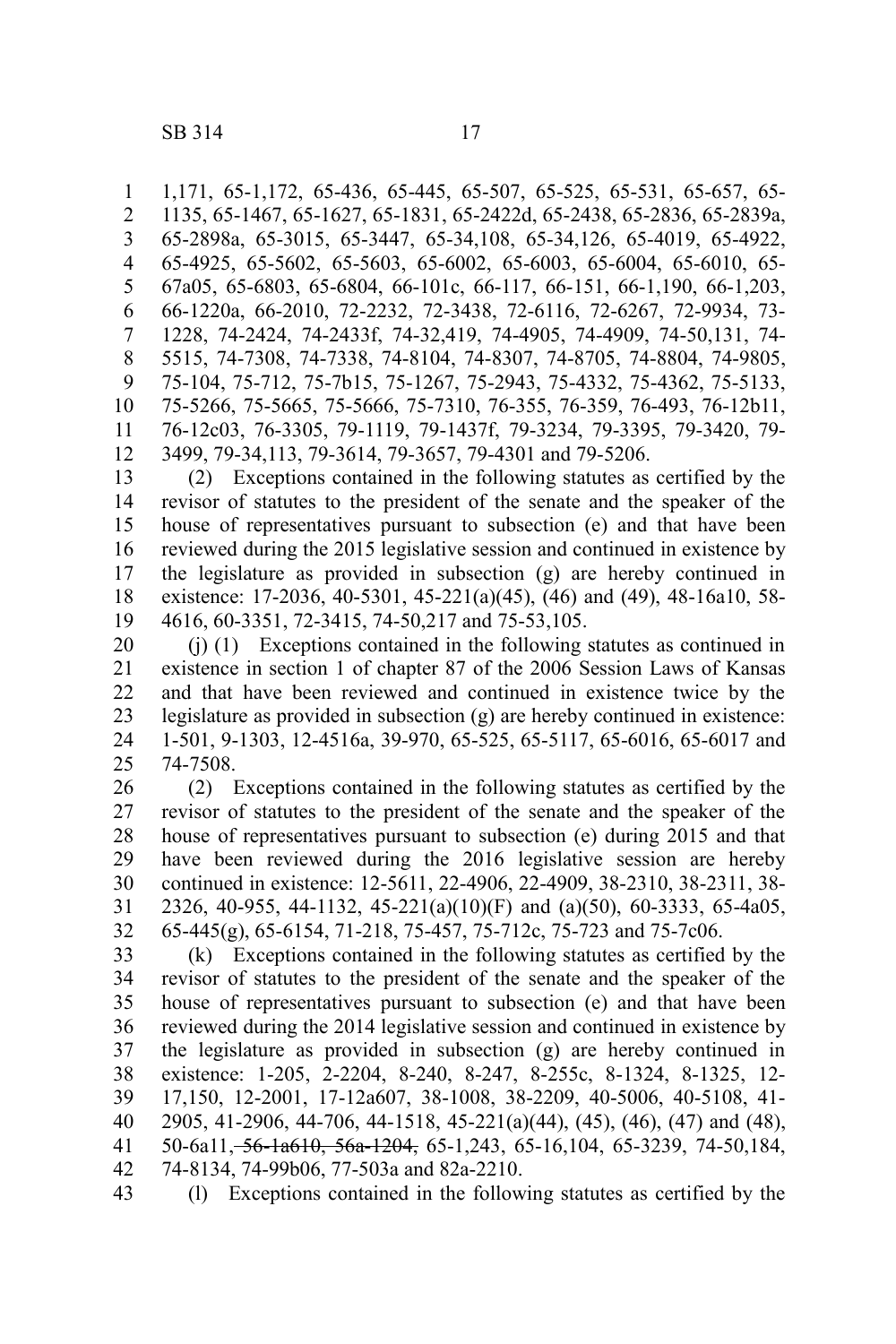1,171, 65-1,172, 65-436, 65-445, 65-507, 65-525, 65-531, 65-657, 65-1135, 65-1467, 65-1627, 65-1831, 65-2422d, 65-2438, 65-2836, 65-2839a, 65-2898a, 65-3015, 65-3447, 65-34,108, 65-34,126, 65-4019, 65-4922, 65-4925, 65-5602, 65-5603, 65-6002, 65-6003, 65-6004, 65-6010, 65-67a05, 65-6803, 65-6804, 66-101c, 66-117, 66-151, 66-1,190, 66-1,203, 66-1220a, 66-2010, 72-2232, 72-3438, 72-6116, 72-6267, 72-9934, 73-1228, 74-2424, 74-2433f, 74-32,419, 74-4905, 74-4909, 74-50,131, 74-5515, 74-7308, 74-7338, 74-8104, 74-8307, 74-8705, 74-8804, 74-9805, 75-104, 75-712, 75-7b15, 75-1267, 75-2943, 75-4332, 75-4362, 75-5133, 75-5266, 75-5665, 75-5666, 75-7310, 76-355, 76-359, 76-493, 76-12b11, 76-12c03, 76-3305, 79-1119, 79-1437f, 79-3234, 79-3395, 79-3420, 79-3499, 79-34,113, 79-3614, 79-3657, 79-4301 and 79-5206.

(2) Exceptions contained in the following statutes as certified by the revisor of statutes to the president of the senate and the speaker of the house of representatives pursuant to subsection (e) and that have been reviewed during the 2015 legislative session and continued in existence by the legislature as provided in subsection (g) are hereby continued in existence: 17-2036, 40-5301, 45-221(a)(45), (46) and (49), 48-16a10, 58-4616, 60-3351, 72-3415, 74-50,217 and 75-53,105.

(j) (1) Exceptions contained in the following statutes as continued in existence in section 1 of chapter 87 of the 2006 Session Laws of Kansas and that have been reviewed and continued in existence twice by the legislature as provided in subsection (g) are hereby continued in existence: 1-501, 9-1303, 12-4516a, 39-970, 65-525, 65-5117, 65-6016, 65-6017 and 74-7508.

(2) Exceptions contained in the following statutes as certified by the revisor of statutes to the president of the senate and the speaker of the house of representatives pursuant to subsection (e) during 2015 and that have been reviewed during the 2016 legislative session are hereby continued in existence: 12-5611, 22-4906, 22-4909, 38-2310, 38-2311, 38-2326, 40-955, 44-1132, 45-221(a)(10)(F) and (a)(50), 60-3333, 65-4a05, 65-445(g), 65-6154, 71-218, 75-457, 75-712c, 75-723 and 75-7c06.

(k) Exceptions contained in the following statutes as certified by the revisor of statutes to the president of the senate and the speaker of the house of representatives pursuant to subsection (e) and that have been reviewed during the 2014 legislative session and continued in existence by the legislature as provided in subsection (g) are hereby continued in existence: 1-205, 2-2204, 8-240, 8-247, 8-255c, 8-1324, 8-1325, 12-17,150, 12-2001, 17-12a607, 38-1008, 38-2209, 40-5006, 40-5108, 41-2905, 41-2906, 44-706, 44-1518, 45-221(a)(44), (45), (46), (47) and (48), 50-6a11, ~~56-1a610, 56a-1204,~~ 65-1,243, 65-16,104, 65-3239, 74-50,184, 74-8134, 74-99b06, 77-503a and 82a-2210.

(l) Exceptions contained in the following statutes as certified by the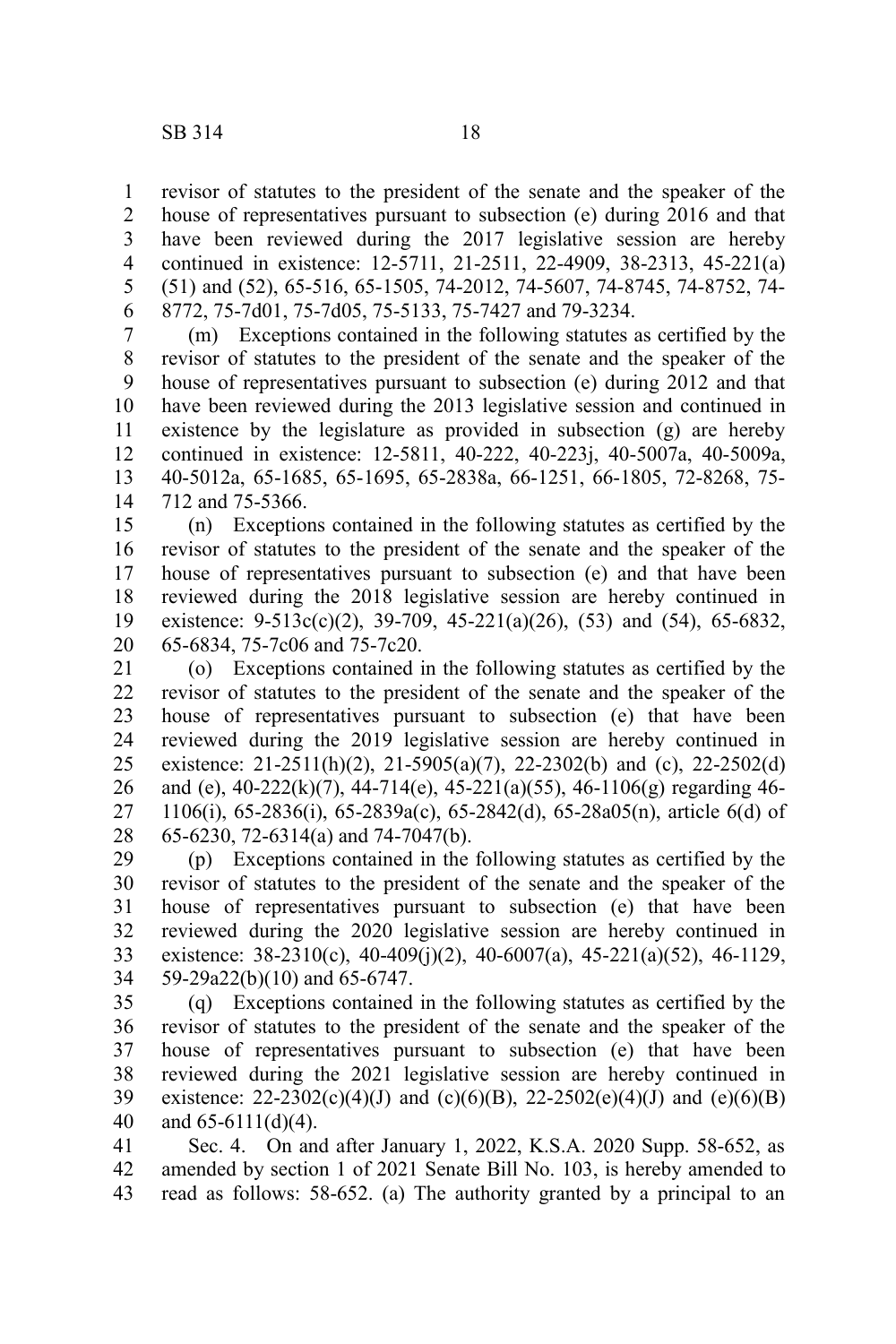revisor of statutes to the president of the senate and the speaker of the house of representatives pursuant to subsection (e) during 2016 and that have been reviewed during the 2017 legislative session are hereby continued in existence: 12-5711, 21-2511, 22-4909, 38-2313, 45-221(a)(51) and (52), 65-516, 65-1505, 74-2012, 74-5607, 74-8745, 74-8752, 74-8772, 75-7d01, 75-7d05, 75-5133, 75-7427 and 79-3234.

(m) Exceptions contained in the following statutes as certified by the revisor of statutes to the president of the senate and the speaker of the house of representatives pursuant to subsection (e) during 2012 and that have been reviewed during the 2013 legislative session and continued in existence by the legislature as provided in subsection (g) are hereby continued in existence: 12-5811, 40-222, 40-223j, 40-5007a, 40-5009a, 40-5012a, 65-1685, 65-1695, 65-2838a, 66-1251, 66-1805, 72-8268, 75-712 and 75-5366.

(n) Exceptions contained in the following statutes as certified by the revisor of statutes to the president of the senate and the speaker of the house of representatives pursuant to subsection (e) and that have been reviewed during the 2018 legislative session are hereby continued in existence: 9-513c(c)(2), 39-709, 45-221(a)(26), (53) and (54), 65-6832, 65-6834, 75-7c06 and 75-7c20.

(o) Exceptions contained in the following statutes as certified by the revisor of statutes to the president of the senate and the speaker of the house of representatives pursuant to subsection (e) that have been reviewed during the 2019 legislative session are hereby continued in existence: 21-2511(h)(2), 21-5905(a)(7), 22-2302(b) and (c), 22-2502(d) and (e), 40-222(k)(7), 44-714(e), 45-221(a)(55), 46-1106(g) regarding 46-1106(i), 65-2836(i), 65-2839a(c), 65-2842(d), 65-28a05(n), article 6(d) of 65-6230, 72-6314(a) and 74-7047(b).

(p) Exceptions contained in the following statutes as certified by the revisor of statutes to the president of the senate and the speaker of the house of representatives pursuant to subsection (e) that have been reviewed during the 2020 legislative session are hereby continued in existence: 38-2310(c), 40-409(j)(2), 40-6007(a), 45-221(a)(52), 46-1129, 59-29a22(b)(10) and 65-6747.

(q) Exceptions contained in the following statutes as certified by the revisor of statutes to the president of the senate and the speaker of the house of representatives pursuant to subsection (e) that have been reviewed during the 2021 legislative session are hereby continued in existence: 22-2302(c)(4)(J) and (c)(6)(B), 22-2502(e)(4)(J) and (e)(6)(B) and 65-6111(d)(4).

Sec. 4. On and after January 1, 2022, K.S.A. 2020 Supp. 58-652, as amended by section 1 of 2021 Senate Bill No. 103, is hereby amended to read as follows: 58-652. (a) The authority granted by a principal to an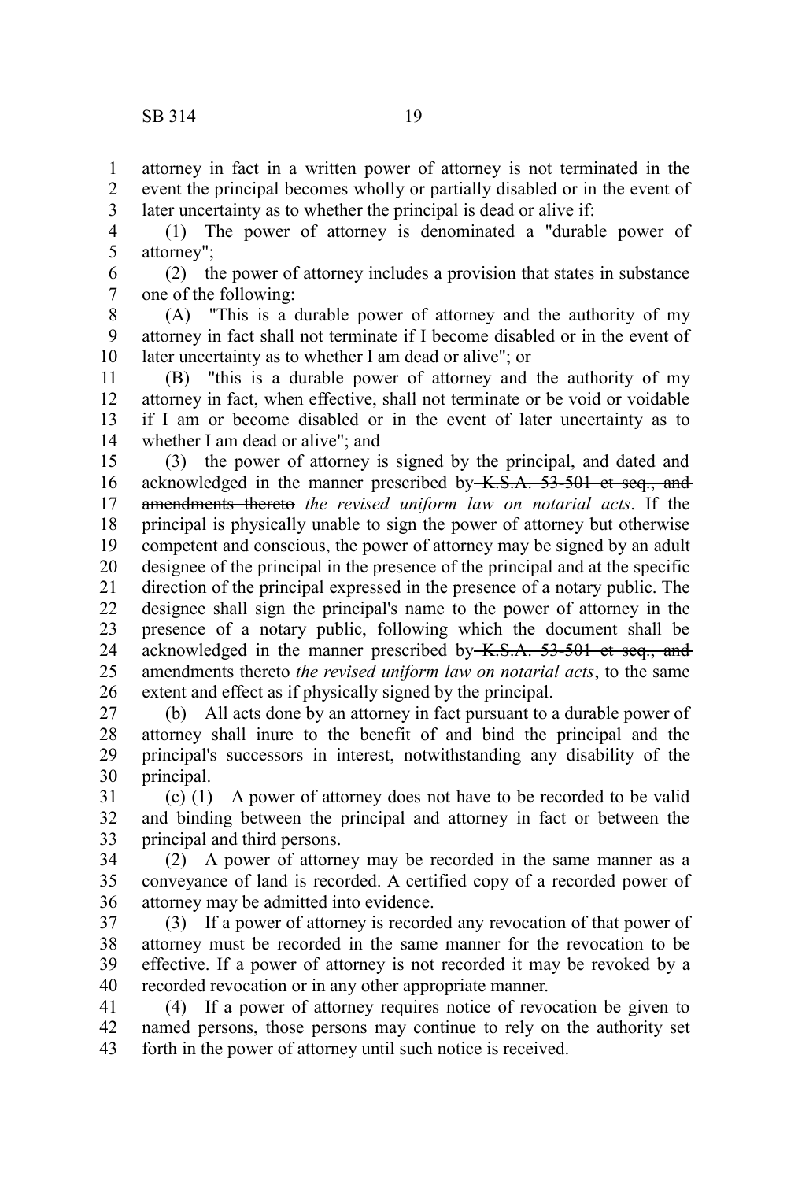attorney in fact in a written power of attorney is not terminated in the event the principal becomes wholly or partially disabled or in the event of later uncertainty as to whether the principal is dead or alive if:

(1) The power of attorney is denominated a "durable power of attorney";

(2) the power of attorney includes a provision that states in substance one of the following:

(A) "This is a durable power of attorney and the authority of my attorney in fact shall not terminate if I become disabled or in the event of later uncertainty as to whether I am dead or alive"; or

(B) "this is a durable power of attorney and the authority of my attorney in fact, when effective, shall not terminate or be void or voidable if I am or become disabled or in the event of later uncertainty as to whether I am dead or alive"; and

(3) the power of attorney is signed by the principal, and dated and acknowledged in the manner prescribed by ~~K.S.A. 53-501 et seq., and amendments thereto~~ *the revised uniform law on notarial acts*. If the principal is physically unable to sign the power of attorney but otherwise competent and conscious, the power of attorney may be signed by an adult designee of the principal in the presence of the principal and at the specific direction of the principal expressed in the presence of a notary public. The designee shall sign the principal's name to the power of attorney in the presence of a notary public, following which the document shall be acknowledged in the manner prescribed by ~~K.S.A. 53-501 et seq., and amendments thereto~~ *the revised uniform law on notarial acts*, to the same extent and effect as if physically signed by the principal.

(b) All acts done by an attorney in fact pursuant to a durable power of attorney shall inure to the benefit of and bind the principal and the principal's successors in interest, notwithstanding any disability of the principal.

(c) (1) A power of attorney does not have to be recorded to be valid and binding between the principal and attorney in fact or between the principal and third persons.

(2) A power of attorney may be recorded in the same manner as a conveyance of land is recorded. A certified copy of a recorded power of attorney may be admitted into evidence.

(3) If a power of attorney is recorded any revocation of that power of attorney must be recorded in the same manner for the revocation to be effective. If a power of attorney is not recorded it may be revoked by a recorded revocation or in any other appropriate manner.

(4) If a power of attorney requires notice of revocation be given to named persons, those persons may continue to rely on the authority set forth in the power of attorney until such notice is received.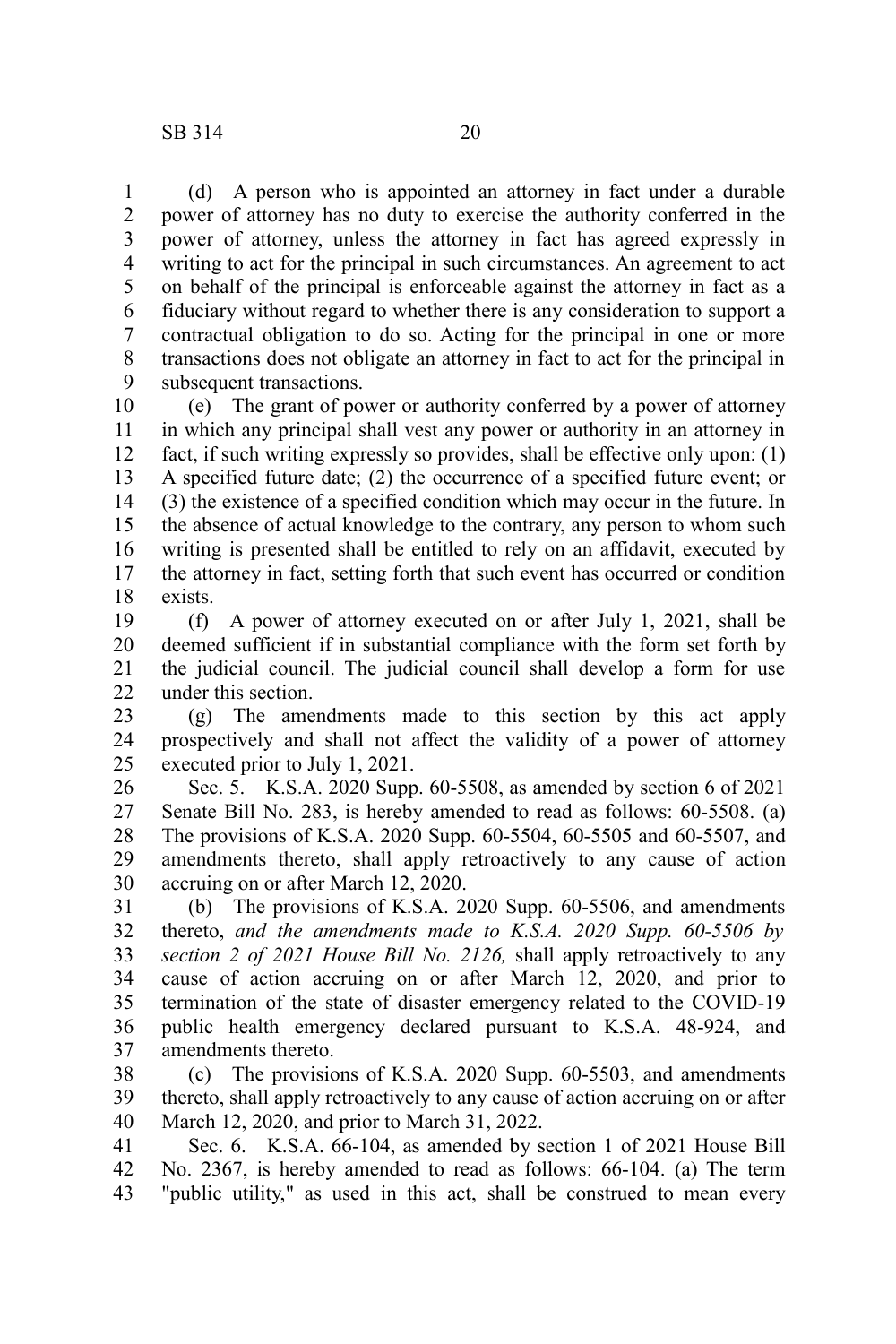(d) A person who is appointed an attorney in fact under a durable power of attorney has no duty to exercise the authority conferred in the power of attorney, unless the attorney in fact has agreed expressly in writing to act for the principal in such circumstances. An agreement to act on behalf of the principal is enforceable against the attorney in fact as a fiduciary without regard to whether there is any consideration to support a contractual obligation to do so. Acting for the principal in one or more transactions does not obligate an attorney in fact to act for the principal in subsequent transactions.

(e) The grant of power or authority conferred by a power of attorney in which any principal shall vest any power or authority in an attorney in fact, if such writing expressly so provides, shall be effective only upon: (1) A specified future date; (2) the occurrence of a specified future event; or (3) the existence of a specified condition which may occur in the future. In the absence of actual knowledge to the contrary, any person to whom such writing is presented shall be entitled to rely on an affidavit, executed by the attorney in fact, setting forth that such event has occurred or condition exists.

(f) A power of attorney executed on or after July 1, 2021, shall be deemed sufficient if in substantial compliance with the form set forth by the judicial council. The judicial council shall develop a form for use under this section.

(g) The amendments made to this section by this act apply prospectively and shall not affect the validity of a power of attorney executed prior to July 1, 2021.

Sec. 5. K.S.A. 2020 Supp. 60-5508, as amended by section 6 of 2021 Senate Bill No. 283, is hereby amended to read as follows: 60-5508. (a) The provisions of K.S.A. 2020 Supp. 60-5504, 60-5505 and 60-5507, and amendments thereto, shall apply retroactively to any cause of action accruing on or after March 12, 2020.

(b) The provisions of K.S.A. 2020 Supp. 60-5506, and amendments thereto, *and the amendments made to K.S.A. 2020 Supp. 60-5506 by section 2 of 2021 House Bill No. 2126,* shall apply retroactively to any cause of action accruing on or after March 12, 2020, and prior to termination of the state of disaster emergency related to the COVID-19 public health emergency declared pursuant to K.S.A. 48-924, and amendments thereto.

(c) The provisions of K.S.A. 2020 Supp. 60-5503, and amendments thereto, shall apply retroactively to any cause of action accruing on or after March 12, 2020, and prior to March 31, 2022.

Sec. 6. K.S.A. 66-104, as amended by section 1 of 2021 House Bill No. 2367, is hereby amended to read as follows: 66-104. (a) The term "public utility," as used in this act, shall be construed to mean every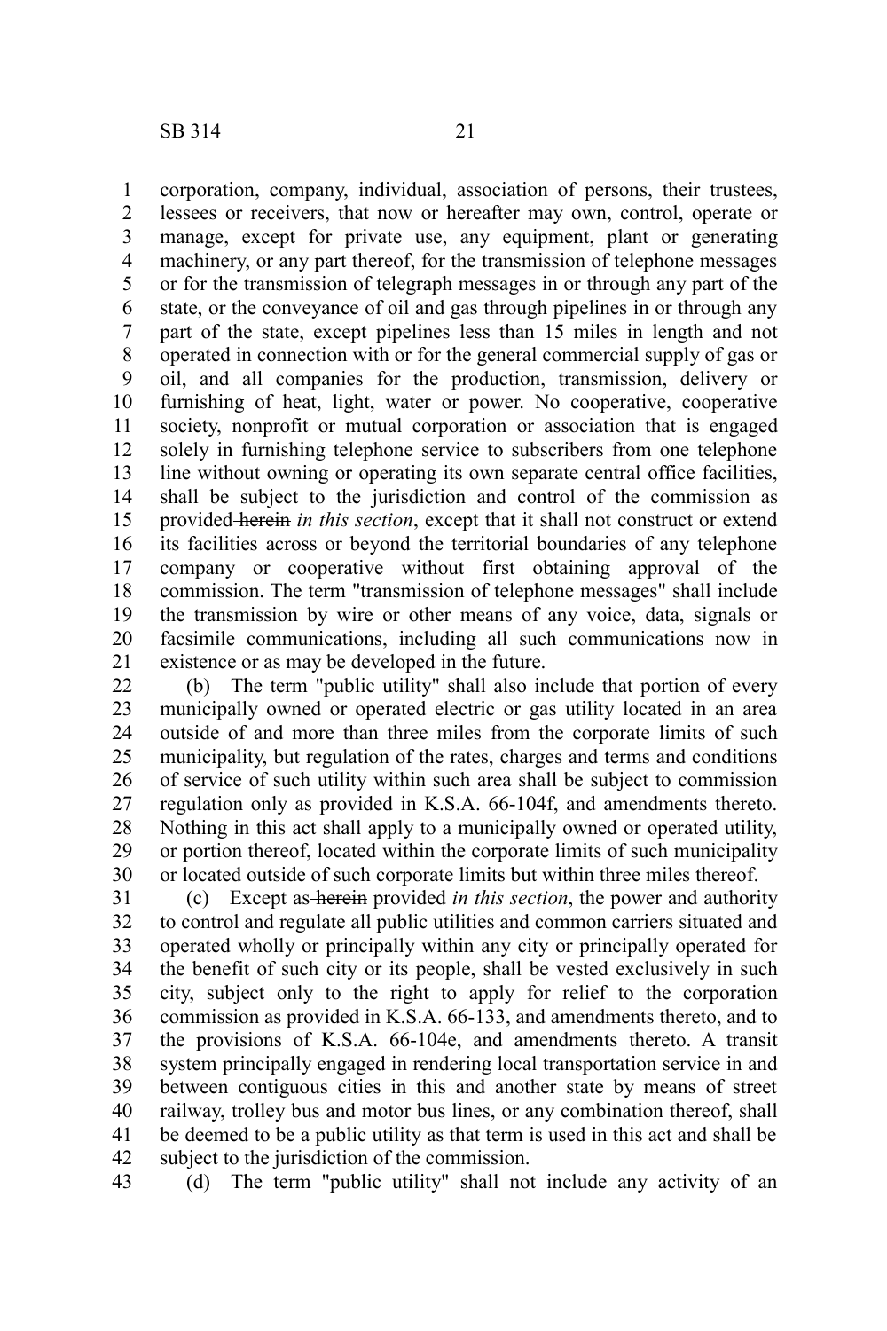corporation, company, individual, association of persons, their trustees, lessees or receivers, that now or hereafter may own, control, operate or manage, except for private use, any equipment, plant or generating machinery, or any part thereof, for the transmission of telephone messages or for the transmission of telegraph messages in or through any part of the state, or the conveyance of oil and gas through pipelines in or through any part of the state, except pipelines less than 15 miles in length and not operated in connection with or for the general commercial supply of gas or oil, and all companies for the production, transmission, delivery or furnishing of heat, light, water or power. No cooperative, cooperative society, nonprofit or mutual corporation or association that is engaged solely in furnishing telephone service to subscribers from one telephone line without owning or operating its own separate central office facilities, shall be subject to the jurisdiction and control of the commission as provided ~~herein~~ *in this section*, except that it shall not construct or extend its facilities across or beyond the territorial boundaries of any telephone company or cooperative without first obtaining approval of the commission. The term "transmission of telephone messages" shall include the transmission by wire or other means of any voice, data, signals or facsimile communications, including all such communications now in existence or as may be developed in the future.

(b) The term "public utility" shall also include that portion of every municipally owned or operated electric or gas utility located in an area outside of and more than three miles from the corporate limits of such municipality, but regulation of the rates, charges and terms and conditions of service of such utility within such area shall be subject to commission regulation only as provided in K.S.A. 66-104f, and amendments thereto. Nothing in this act shall apply to a municipally owned or operated utility, or portion thereof, located within the corporate limits of such municipality or located outside of such corporate limits but within three miles thereof.

(c) Except as ~~herein~~ provided *in this section*, the power and authority to control and regulate all public utilities and common carriers situated and operated wholly or principally within any city or principally operated for the benefit of such city or its people, shall be vested exclusively in such city, subject only to the right to apply for relief to the corporation commission as provided in K.S.A. 66-133, and amendments thereto, and to the provisions of K.S.A. 66-104e, and amendments thereto. A transit system principally engaged in rendering local transportation service in and between contiguous cities in this and another state by means of street railway, trolley bus and motor bus lines, or any combination thereof, shall be deemed to be a public utility as that term is used in this act and shall be subject to the jurisdiction of the commission.

(d) The term "public utility" shall not include any activity of an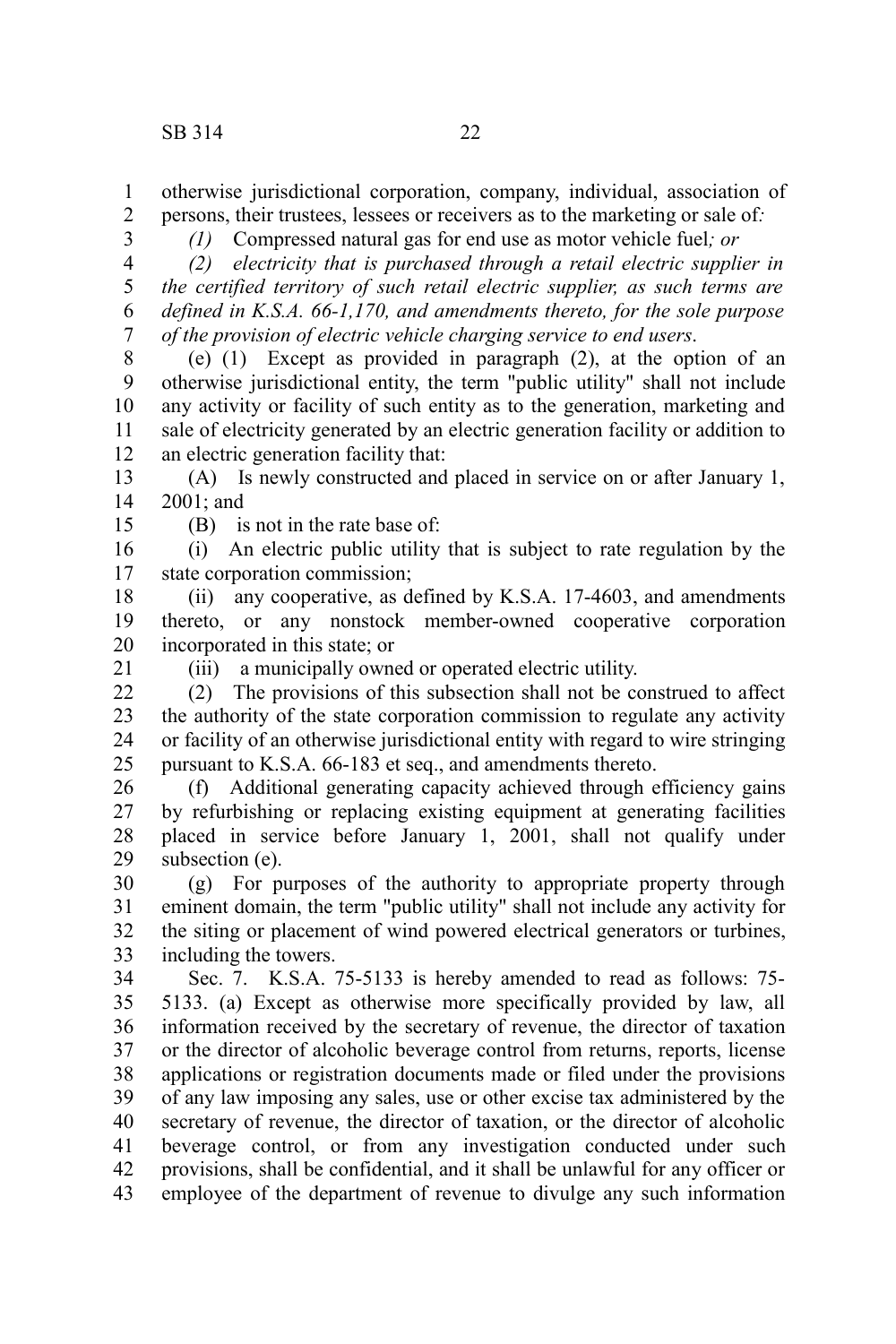otherwise jurisdictional corporation, company, individual, association of persons, their trustees, lessees or receivers as to the marketing or sale of*:*

*(1)* Compressed natural gas for end use as motor vehicle fuel*; or*

*(2) electricity that is purchased through a retail electric supplier in the certified territory of such retail electric supplier, as such terms are defined in K.S.A. 66-1,170, and amendments thereto, for the sole purpose of the provision of electric vehicle charging service to end users*.

(e) (1) Except as provided in paragraph (2), at the option of an otherwise jurisdictional entity, the term "public utility" shall not include any activity or facility of such entity as to the generation, marketing and sale of electricity generated by an electric generation facility or addition to an electric generation facility that:

(A) Is newly constructed and placed in service on or after January 1, 2001; and

(B) is not in the rate base of:

(i) An electric public utility that is subject to rate regulation by the state corporation commission;

(ii) any cooperative, as defined by K.S.A. 17-4603, and amendments thereto, or any nonstock member-owned cooperative corporation incorporated in this state; or

(iii) a municipally owned or operated electric utility.

(2) The provisions of this subsection shall not be construed to affect the authority of the state corporation commission to regulate any activity or facility of an otherwise jurisdictional entity with regard to wire stringing pursuant to K.S.A. 66-183 et seq., and amendments thereto.

(f) Additional generating capacity achieved through efficiency gains by refurbishing or replacing existing equipment at generating facilities placed in service before January 1, 2001, shall not qualify under subsection (e).

(g) For purposes of the authority to appropriate property through eminent domain, the term "public utility" shall not include any activity for the siting or placement of wind powered electrical generators or turbines, including the towers.

Sec. 7. K.S.A. 75-5133 is hereby amended to read as follows: 75-5133. (a) Except as otherwise more specifically provided by law, all information received by the secretary of revenue, the director of taxation or the director of alcoholic beverage control from returns, reports, license applications or registration documents made or filed under the provisions of any law imposing any sales, use or other excise tax administered by the secretary of revenue, the director of taxation, or the director of alcoholic beverage control, or from any investigation conducted under such provisions, shall be confidential, and it shall be unlawful for any officer or employee of the department of revenue to divulge any such information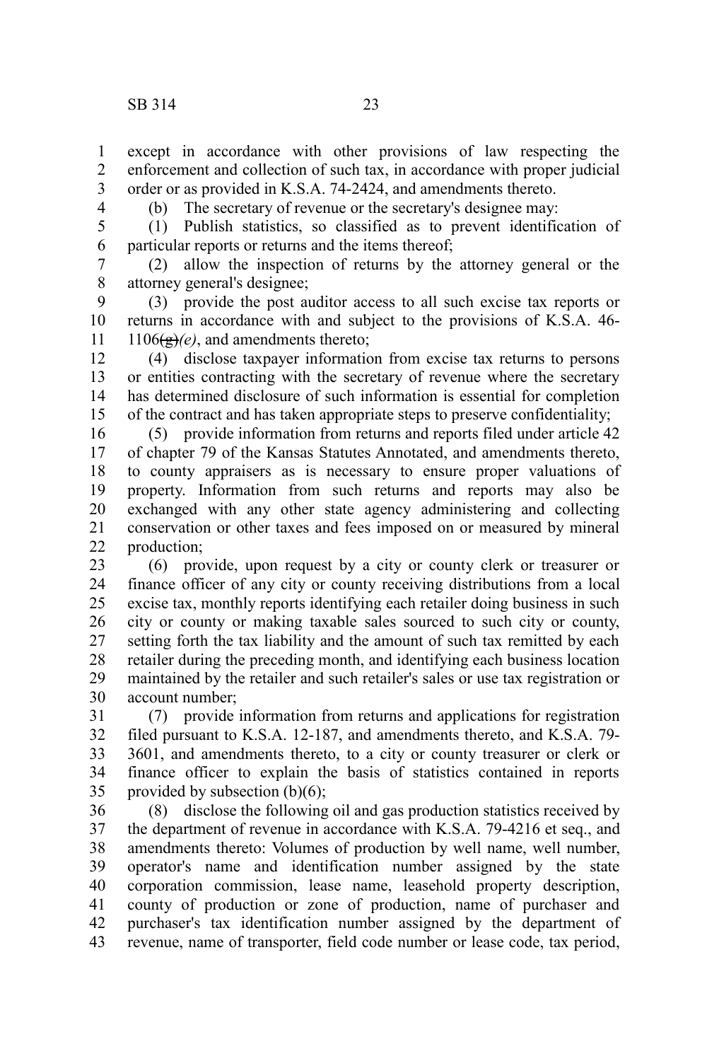except in accordance with other provisions of law respecting the enforcement and collection of such tax, in accordance with proper judicial order or as provided in K.S.A. 74-2424, and amendments thereto.

(b) The secretary of revenue or the secretary's designee may:

(1) Publish statistics, so classified as to prevent identification of particular reports or returns and the items thereof;

(2) allow the inspection of returns by the attorney general or the attorney general's designee;

(3) provide the post auditor access to all such excise tax reports or returns in accordance with and subject to the provisions of K.S.A. 46-1106~~(g)~~*(e)*, and amendments thereto;

(4) disclose taxpayer information from excise tax returns to persons or entities contracting with the secretary of revenue where the secretary has determined disclosure of such information is essential for completion of the contract and has taken appropriate steps to preserve confidentiality;

(5) provide information from returns and reports filed under article 42 of chapter 79 of the Kansas Statutes Annotated, and amendments thereto, to county appraisers as is necessary to ensure proper valuations of property. Information from such returns and reports may also be exchanged with any other state agency administering and collecting conservation or other taxes and fees imposed on or measured by mineral production;

(6) provide, upon request by a city or county clerk or treasurer or finance officer of any city or county receiving distributions from a local excise tax, monthly reports identifying each retailer doing business in such city or county or making taxable sales sourced to such city or county, setting forth the tax liability and the amount of such tax remitted by each retailer during the preceding month, and identifying each business location maintained by the retailer and such retailer's sales or use tax registration or account number;

(7) provide information from returns and applications for registration filed pursuant to K.S.A. 12-187, and amendments thereto, and K.S.A. 79-3601, and amendments thereto, to a city or county treasurer or clerk or finance officer to explain the basis of statistics contained in reports provided by subsection (b)(6);

(8) disclose the following oil and gas production statistics received by the department of revenue in accordance with K.S.A. 79-4216 et seq., and amendments thereto: Volumes of production by well name, well number, operator's name and identification number assigned by the state corporation commission, lease name, leasehold property description, county of production or zone of production, name of purchaser and purchaser's tax identification number assigned by the department of revenue, name of transporter, field code number or lease code, tax period,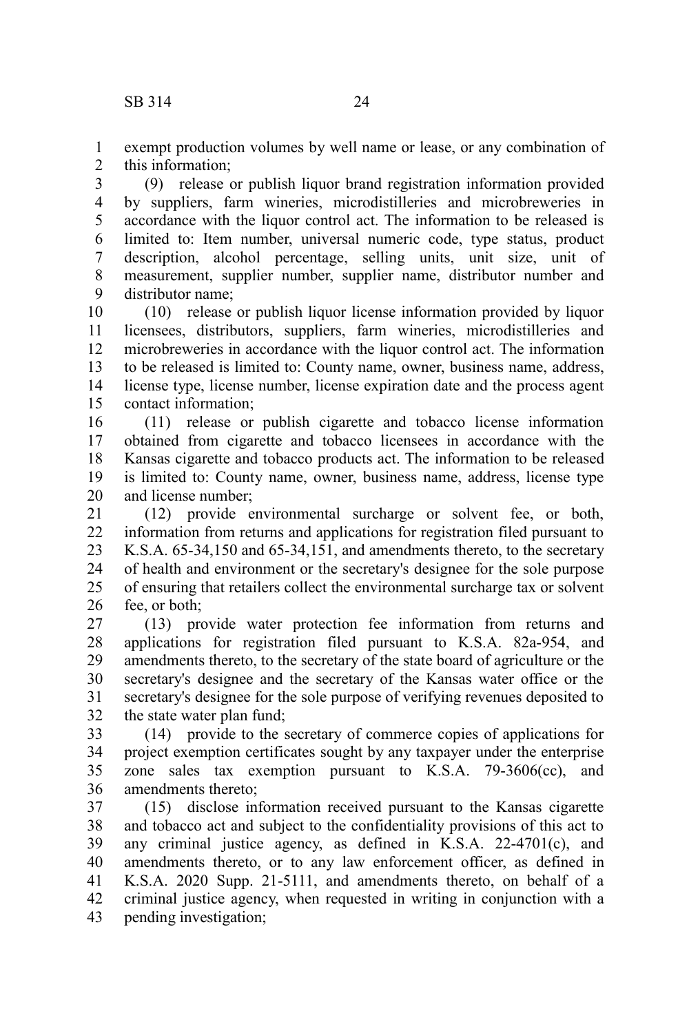exempt production volumes by well name or lease, or any combination of this information;

(9) release or publish liquor brand registration information provided by suppliers, farm wineries, microdistilleries and microbreweries in accordance with the liquor control act. The information to be released is limited to: Item number, universal numeric code, type status, product description, alcohol percentage, selling units, unit size, unit of measurement, supplier number, supplier name, distributor number and distributor name;

(10) release or publish liquor license information provided by liquor licensees, distributors, suppliers, farm wineries, microdistilleries and microbreweries in accordance with the liquor control act. The information to be released is limited to: County name, owner, business name, address, license type, license number, license expiration date and the process agent contact information;

(11) release or publish cigarette and tobacco license information obtained from cigarette and tobacco licensees in accordance with the Kansas cigarette and tobacco products act. The information to be released is limited to: County name, owner, business name, address, license type and license number;

(12) provide environmental surcharge or solvent fee, or both, information from returns and applications for registration filed pursuant to K.S.A. 65-34,150 and 65-34,151, and amendments thereto, to the secretary of health and environment or the secretary's designee for the sole purpose of ensuring that retailers collect the environmental surcharge tax or solvent fee, or both;

(13) provide water protection fee information from returns and applications for registration filed pursuant to K.S.A. 82a-954, and amendments thereto, to the secretary of the state board of agriculture or the secretary's designee and the secretary of the Kansas water office or the secretary's designee for the sole purpose of verifying revenues deposited to the state water plan fund;

(14) provide to the secretary of commerce copies of applications for project exemption certificates sought by any taxpayer under the enterprise zone sales tax exemption pursuant to K.S.A. 79-3606(cc), and amendments thereto;

(15) disclose information received pursuant to the Kansas cigarette and tobacco act and subject to the confidentiality provisions of this act to any criminal justice agency, as defined in K.S.A. 22-4701(c), and amendments thereto, or to any law enforcement officer, as defined in K.S.A. 2020 Supp. 21-5111, and amendments thereto, on behalf of a criminal justice agency, when requested in writing in conjunction with a pending investigation;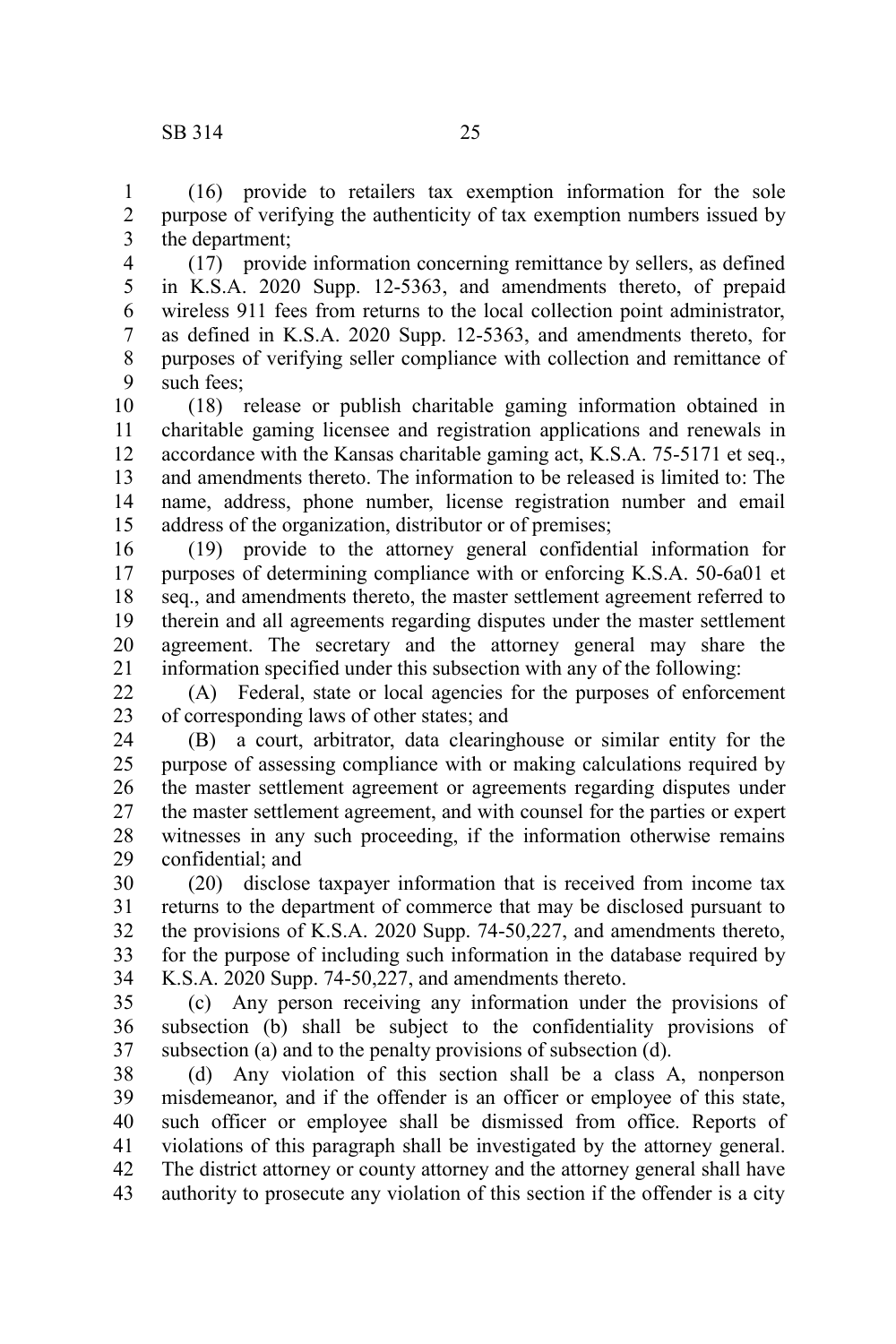(16) provide to retailers tax exemption information for the sole purpose of verifying the authenticity of tax exemption numbers issued by the department;

(17) provide information concerning remittance by sellers, as defined in K.S.A. 2020 Supp. 12-5363, and amendments thereto, of prepaid wireless 911 fees from returns to the local collection point administrator, as defined in K.S.A. 2020 Supp. 12-5363, and amendments thereto, for purposes of verifying seller compliance with collection and remittance of such fees;

(18) release or publish charitable gaming information obtained in charitable gaming licensee and registration applications and renewals in accordance with the Kansas charitable gaming act, K.S.A. 75-5171 et seq., and amendments thereto. The information to be released is limited to: The name, address, phone number, license registration number and email address of the organization, distributor or of premises;

(19) provide to the attorney general confidential information for purposes of determining compliance with or enforcing K.S.A. 50-6a01 et seq., and amendments thereto, the master settlement agreement referred to therein and all agreements regarding disputes under the master settlement agreement. The secretary and the attorney general may share the information specified under this subsection with any of the following:

(A) Federal, state or local agencies for the purposes of enforcement of corresponding laws of other states; and

(B) a court, arbitrator, data clearinghouse or similar entity for the purpose of assessing compliance with or making calculations required by the master settlement agreement or agreements regarding disputes under the master settlement agreement, and with counsel for the parties or expert witnesses in any such proceeding, if the information otherwise remains confidential; and

(20) disclose taxpayer information that is received from income tax returns to the department of commerce that may be disclosed pursuant to the provisions of K.S.A. 2020 Supp. 74-50,227, and amendments thereto, for the purpose of including such information in the database required by K.S.A. 2020 Supp. 74-50,227, and amendments thereto.

(c) Any person receiving any information under the provisions of subsection (b) shall be subject to the confidentiality provisions of subsection (a) and to the penalty provisions of subsection (d).

(d) Any violation of this section shall be a class A, nonperson misdemeanor, and if the offender is an officer or employee of this state, such officer or employee shall be dismissed from office. Reports of violations of this paragraph shall be investigated by the attorney general. The district attorney or county attorney and the attorney general shall have authority to prosecute any violation of this section if the offender is a city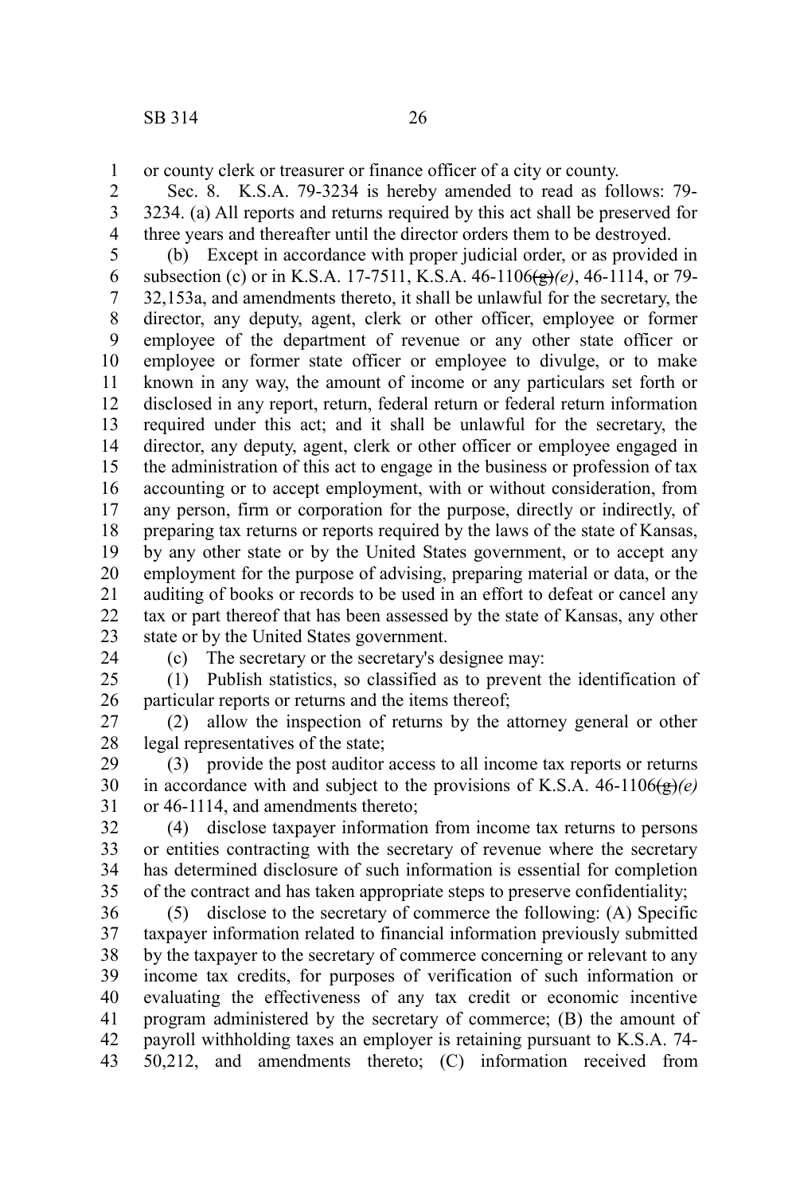or county clerk or treasurer or finance officer of a city or county.

Sec. 8. K.S.A. 79-3234 is hereby amended to read as follows: 79-3234. (a) All reports and returns required by this act shall be preserved for three years and thereafter until the director orders them to be destroyed.

(b) Except in accordance with proper judicial order, or as provided in subsection (c) or in K.S.A. 17-7511, K.S.A. 46-1106~~(g)~~*(e)*, 46-1114, or 79-32,153a, and amendments thereto, it shall be unlawful for the secretary, the director, any deputy, agent, clerk or other officer, employee or former employee of the department of revenue or any other state officer or employee or former state officer or employee to divulge, or to make known in any way, the amount of income or any particulars set forth or disclosed in any report, return, federal return or federal return information required under this act; and it shall be unlawful for the secretary, the director, any deputy, agent, clerk or other officer or employee engaged in the administration of this act to engage in the business or profession of tax accounting or to accept employment, with or without consideration, from any person, firm or corporation for the purpose, directly or indirectly, of preparing tax returns or reports required by the laws of the state of Kansas, by any other state or by the United States government, or to accept any employment for the purpose of advising, preparing material or data, or the auditing of books or records to be used in an effort to defeat or cancel any tax or part thereof that has been assessed by the state of Kansas, any other state or by the United States government.

(c) The secretary or the secretary's designee may:

(1) Publish statistics, so classified as to prevent the identification of particular reports or returns and the items thereof;

(2) allow the inspection of returns by the attorney general or other legal representatives of the state;

(3) provide the post auditor access to all income tax reports or returns in accordance with and subject to the provisions of K.S.A. 46-1106~~(g)~~*(e)* or 46-1114, and amendments thereto;

(4) disclose taxpayer information from income tax returns to persons or entities contracting with the secretary of revenue where the secretary has determined disclosure of such information is essential for completion of the contract and has taken appropriate steps to preserve confidentiality;

(5) disclose to the secretary of commerce the following: (A) Specific taxpayer information related to financial information previously submitted by the taxpayer to the secretary of commerce concerning or relevant to any income tax credits, for purposes of verification of such information or evaluating the effectiveness of any tax credit or economic incentive program administered by the secretary of commerce; (B) the amount of payroll withholding taxes an employer is retaining pursuant to K.S.A. 74-50,212, and amendments thereto; (C) information received from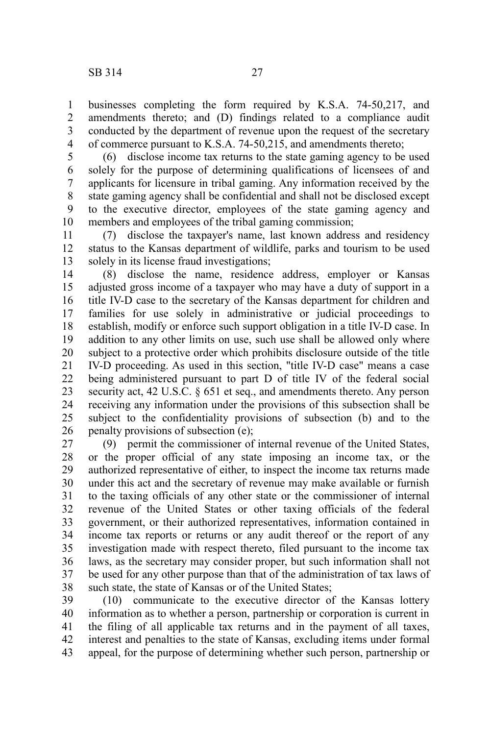businesses completing the form required by K.S.A. 74-50,217, and amendments thereto; and (D) findings related to a compliance audit conducted by the department of revenue upon the request of the secretary of commerce pursuant to K.S.A. 74-50,215, and amendments thereto;

(6) disclose income tax returns to the state gaming agency to be used solely for the purpose of determining qualifications of licensees of and applicants for licensure in tribal gaming. Any information received by the state gaming agency shall be confidential and shall not be disclosed except to the executive director, employees of the state gaming agency and members and employees of the tribal gaming commission;

(7) disclose the taxpayer's name, last known address and residency status to the Kansas department of wildlife, parks and tourism to be used solely in its license fraud investigations;

(8) disclose the name, residence address, employer or Kansas adjusted gross income of a taxpayer who may have a duty of support in a title IV-D case to the secretary of the Kansas department for children and families for use solely in administrative or judicial proceedings to establish, modify or enforce such support obligation in a title IV-D case. In addition to any other limits on use, such use shall be allowed only where subject to a protective order which prohibits disclosure outside of the title IV-D proceeding. As used in this section, "title IV-D case" means a case being administered pursuant to part D of title IV of the federal social security act, 42 U.S.C. § 651 et seq., and amendments thereto. Any person receiving any information under the provisions of this subsection shall be subject to the confidentiality provisions of subsection (b) and to the penalty provisions of subsection (e);

(9) permit the commissioner of internal revenue of the United States, or the proper official of any state imposing an income tax, or the authorized representative of either, to inspect the income tax returns made under this act and the secretary of revenue may make available or furnish to the taxing officials of any other state or the commissioner of internal revenue of the United States or other taxing officials of the federal government, or their authorized representatives, information contained in income tax reports or returns or any audit thereof or the report of any investigation made with respect thereto, filed pursuant to the income tax laws, as the secretary may consider proper, but such information shall not be used for any other purpose than that of the administration of tax laws of such state, the state of Kansas or of the United States;

(10) communicate to the executive director of the Kansas lottery information as to whether a person, partnership or corporation is current in the filing of all applicable tax returns and in the payment of all taxes, interest and penalties to the state of Kansas, excluding items under formal appeal, for the purpose of determining whether such person, partnership or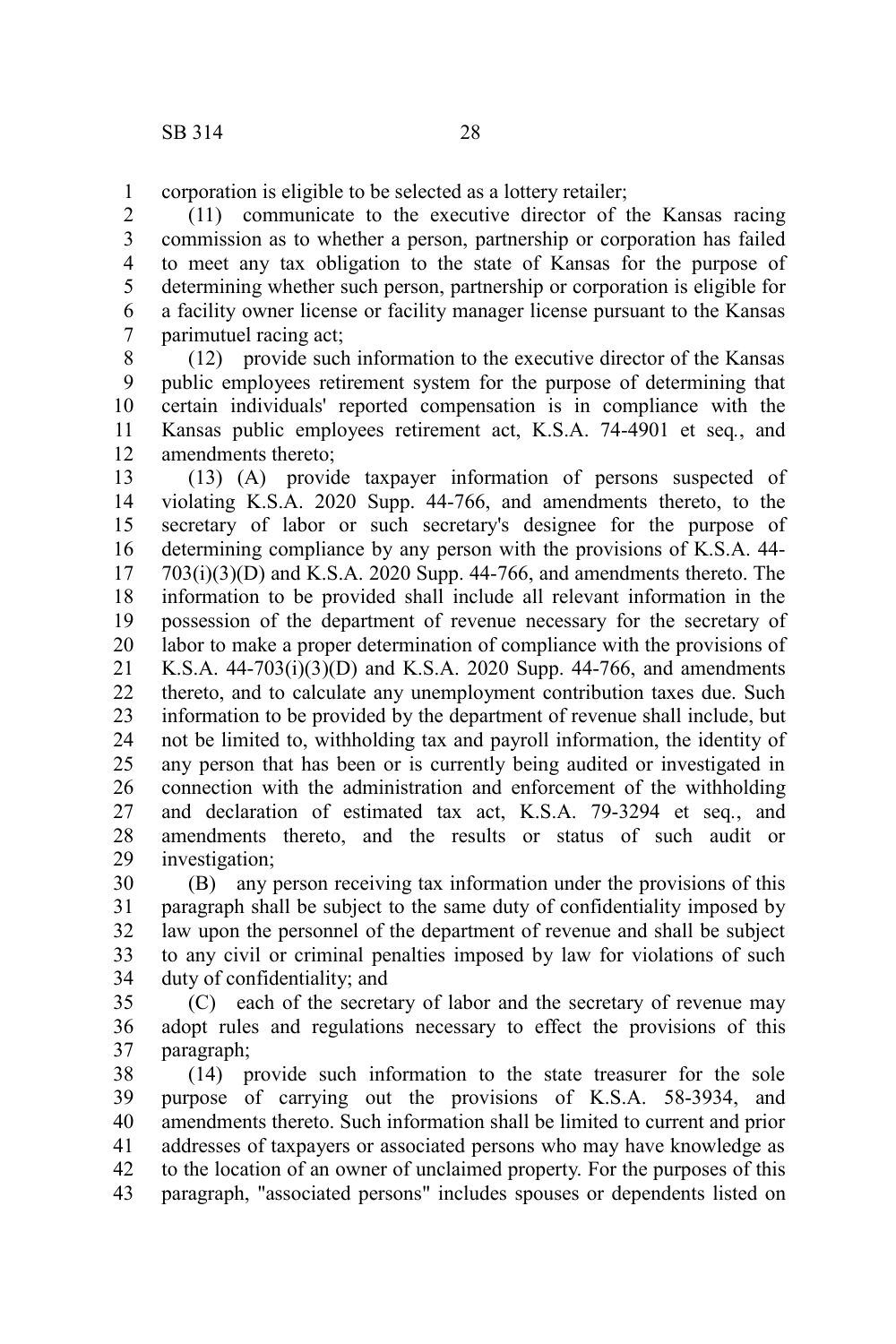corporation is eligible to be selected as a lottery retailer;

(11) communicate to the executive director of the Kansas racing commission as to whether a person, partnership or corporation has failed to meet any tax obligation to the state of Kansas for the purpose of determining whether such person, partnership or corporation is eligible for a facility owner license or facility manager license pursuant to the Kansas parimutuel racing act;

(12) provide such information to the executive director of the Kansas public employees retirement system for the purpose of determining that certain individuals' reported compensation is in compliance with the Kansas public employees retirement act, K.S.A. 74-4901 et seq., and amendments thereto;

(13) (A) provide taxpayer information of persons suspected of violating K.S.A. 2020 Supp. 44-766, and amendments thereto, to the secretary of labor or such secretary's designee for the purpose of determining compliance by any person with the provisions of K.S.A. 44-703(i)(3)(D) and K.S.A. 2020 Supp. 44-766, and amendments thereto. The information to be provided shall include all relevant information in the possession of the department of revenue necessary for the secretary of labor to make a proper determination of compliance with the provisions of K.S.A. 44-703(i)(3)(D) and K.S.A. 2020 Supp. 44-766, and amendments thereto, and to calculate any unemployment contribution taxes due. Such information to be provided by the department of revenue shall include, but not be limited to, withholding tax and payroll information, the identity of any person that has been or is currently being audited or investigated in connection with the administration and enforcement of the withholding and declaration of estimated tax act, K.S.A. 79-3294 et seq., and amendments thereto, and the results or status of such audit or investigation;

(B) any person receiving tax information under the provisions of this paragraph shall be subject to the same duty of confidentiality imposed by law upon the personnel of the department of revenue and shall be subject to any civil or criminal penalties imposed by law for violations of such duty of confidentiality; and

(C) each of the secretary of labor and the secretary of revenue may adopt rules and regulations necessary to effect the provisions of this paragraph;

(14) provide such information to the state treasurer for the sole purpose of carrying out the provisions of K.S.A. 58-3934, and amendments thereto. Such information shall be limited to current and prior addresses of taxpayers or associated persons who may have knowledge as to the location of an owner of unclaimed property. For the purposes of this paragraph, "associated persons" includes spouses or dependents listed on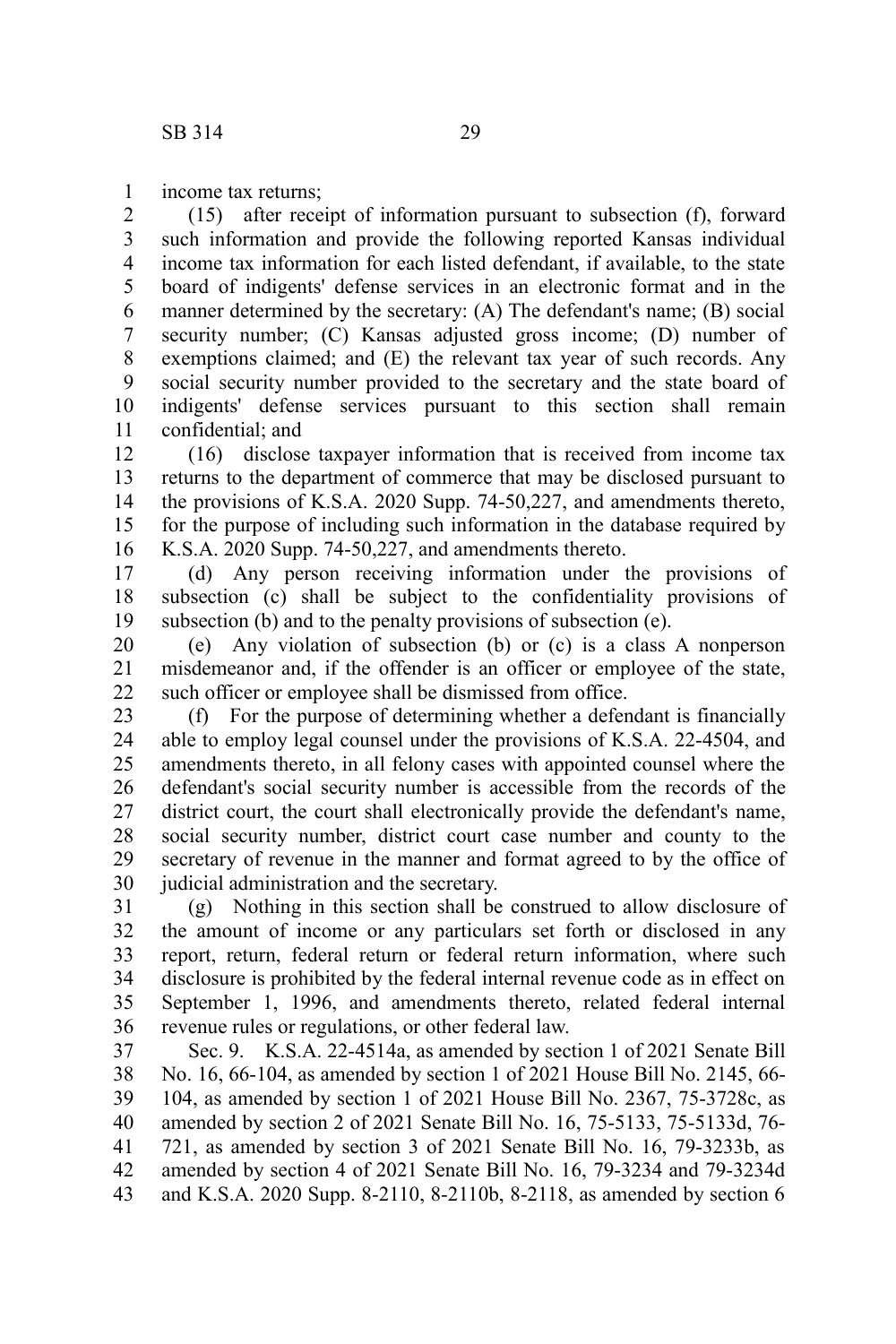income tax returns;

(15) after receipt of information pursuant to subsection (f), forward such information and provide the following reported Kansas individual income tax information for each listed defendant, if available, to the state board of indigents' defense services in an electronic format and in the manner determined by the secretary: (A) The defendant's name; (B) social security number; (C) Kansas adjusted gross income; (D) number of exemptions claimed; and (E) the relevant tax year of such records. Any social security number provided to the secretary and the state board of indigents' defense services pursuant to this section shall remain confidential; and

(16) disclose taxpayer information that is received from income tax returns to the department of commerce that may be disclosed pursuant to the provisions of K.S.A. 2020 Supp. 74-50,227, and amendments thereto, for the purpose of including such information in the database required by K.S.A. 2020 Supp. 74-50,227, and amendments thereto.

(d) Any person receiving information under the provisions of subsection (c) shall be subject to the confidentiality provisions of subsection (b) and to the penalty provisions of subsection (e).

(e) Any violation of subsection (b) or (c) is a class A nonperson misdemeanor and, if the offender is an officer or employee of the state, such officer or employee shall be dismissed from office.

(f) For the purpose of determining whether a defendant is financially able to employ legal counsel under the provisions of K.S.A. 22-4504, and amendments thereto, in all felony cases with appointed counsel where the defendant's social security number is accessible from the records of the district court, the court shall electronically provide the defendant's name, social security number, district court case number and county to the secretary of revenue in the manner and format agreed to by the office of judicial administration and the secretary.

(g) Nothing in this section shall be construed to allow disclosure of the amount of income or any particulars set forth or disclosed in any report, return, federal return or federal return information, where such disclosure is prohibited by the federal internal revenue code as in effect on September 1, 1996, and amendments thereto, related federal internal revenue rules or regulations, or other federal law.

Sec. 9. K.S.A. 22-4514a, as amended by section 1 of 2021 Senate Bill No. 16, 66-104, as amended by section 1 of 2021 House Bill No. 2145, 66-104, as amended by section 1 of 2021 House Bill No. 2367, 75-3728c, as amended by section 2 of 2021 Senate Bill No. 16, 75-5133, 75-5133d, 76-721, as amended by section 3 of 2021 Senate Bill No. 16, 79-3233b, as amended by section 4 of 2021 Senate Bill No. 16, 79-3234 and 79-3234d and K.S.A. 2020 Supp. 8-2110, 8-2110b, 8-2118, as amended by section 6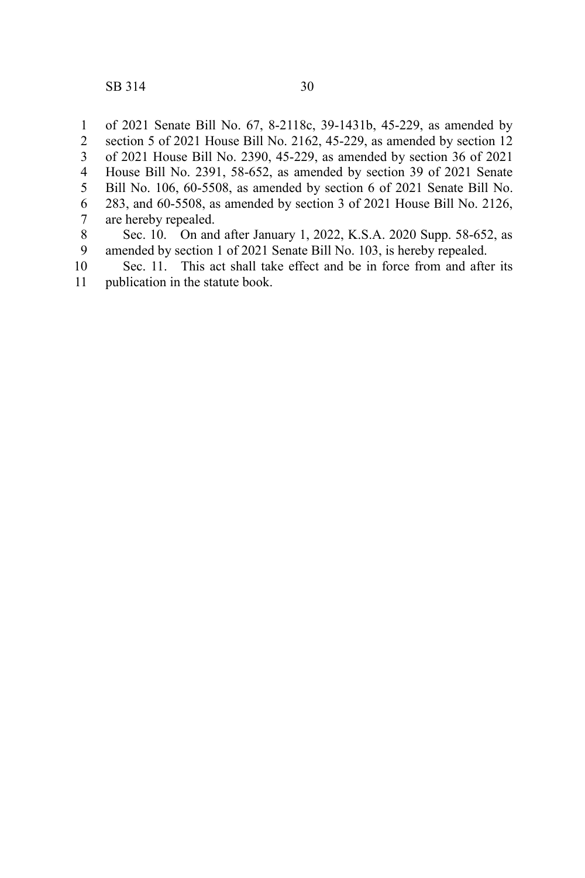of 2021 Senate Bill No. 67, 8-2118c, 39-1431b, 45-229, as amended by section 5 of 2021 House Bill No. 2162, 45-229, as amended by section 12 of 2021 House Bill No. 2390, 45-229, as amended by section 36 of 2021 House Bill No. 2391, 58-652, as amended by section 39 of 2021 Senate Bill No. 106, 60-5508, as amended by section 6 of 2021 Senate Bill No. 283, and 60-5508, as amended by section 3 of 2021 House Bill No. 2126, are hereby repealed.

Sec. 10. On and after January 1, 2022, K.S.A. 2020 Supp. 58-652, as amended by section 1 of 2021 Senate Bill No. 103, is hereby repealed.

Sec. 11. This act shall take effect and be in force from and after its publication in the statute book.